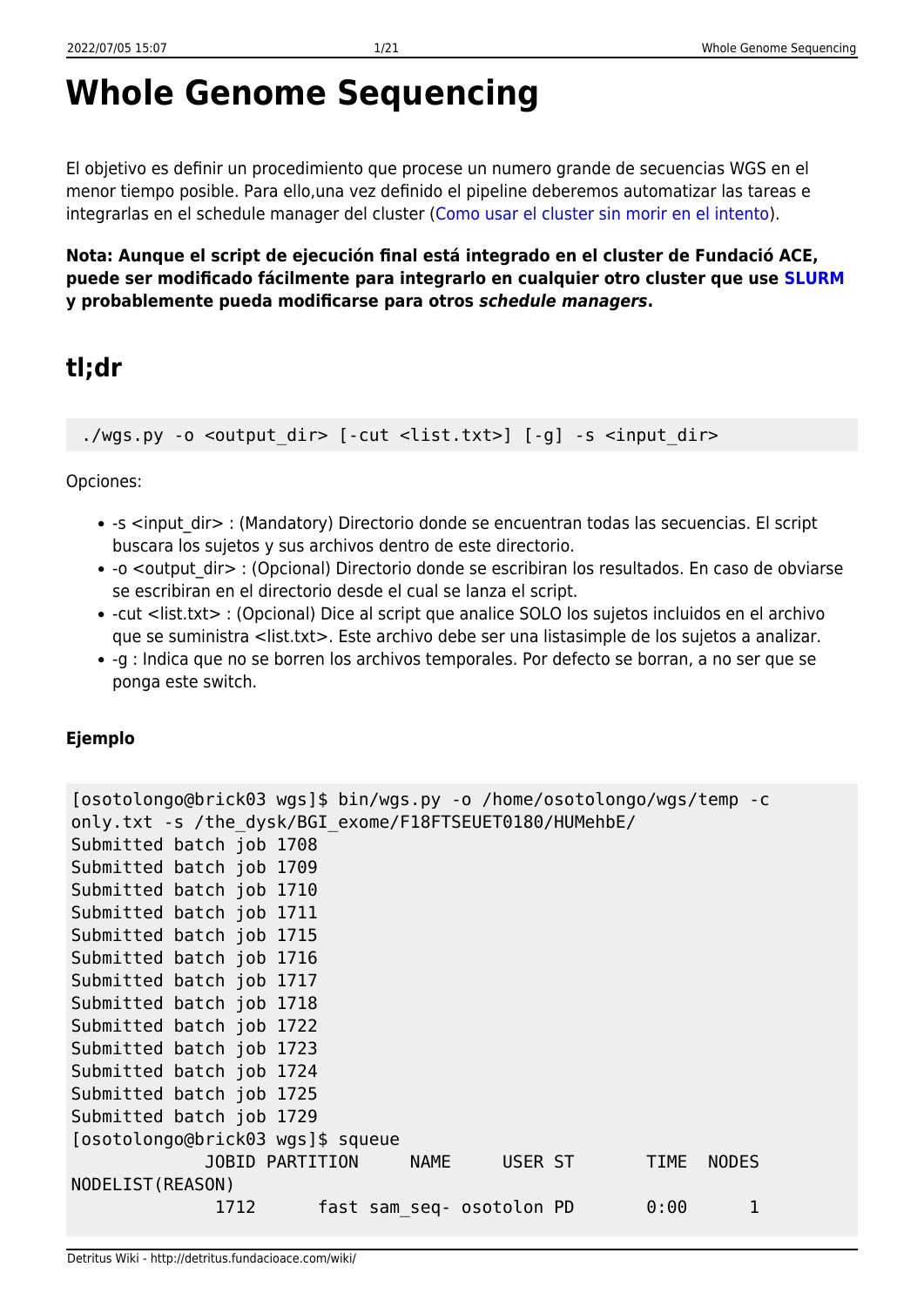# Whole Genome Sequencing

El objetivo es definir un procedimiento que procese un numero grande de secuencias WGS en el menor tiempo posible. Para ello,una vez definido el pipeline deberemos automatizar las tareas e integrarlas en el schedule manager del cluster (Como usar el cluster sin morir en el intento).

**Nota: Aunque el script de ejecución final está integrado en el cluster de Fundació ACE, puede ser modificado fácilmente para integrarlo en cualquier otro cluster que use SLURM y probablemente pueda modificarse para otros *schedule managers*.**

## tl;dr

```
./wgs.py -o <output_dir> [-cut <list.txt>] [-g] -s <input_dir>
```

Opciones:

- -s <input_dir> : (Mandatory) Directorio donde se encuentran todas las secuencias. El script buscara los sujetos y sus archivos dentro de este directorio.
- -o <output_dir> : (Opcional) Directorio donde se escribiran los resultados. En caso de obviarse se escribiran en el directorio desde el cual se lanza el script.
- -cut <list.txt> : (Opcional) Dice al script que analice SOLO los sujetos incluidos en el archivo que se suministra <list.txt>. Este archivo debe ser una listasimple de los sujetos a analizar.
- -g : Indica que no se borren los archivos temporales. Por defecto se borran, a no ser que se ponga este switch.

### Ejemplo

```
[osotolongo@brick03 wgs]$ bin/wgs.py -o /home/osotolongo/wgs/temp -c
only.txt -s /the_dysk/BGI_exome/F18FTSEUET0180/HUMehbE/
Submitted batch job 1708
Submitted batch job 1709
Submitted batch job 1710
Submitted batch job 1711
Submitted batch job 1715
Submitted batch job 1716
Submitted batch job 1717
Submitted batch job 1718
Submitted batch job 1722
Submitted batch job 1723
Submitted batch job 1724
Submitted batch job 1725
Submitted batch job 1729
[osotolongo@brick03 wgs]$ squeue
             JOBID PARTITION     NAME     USER ST       TIME  NODES
NODELIST(REASON)
              1712      fast sam_seq- osotolon PD       0:00      1
```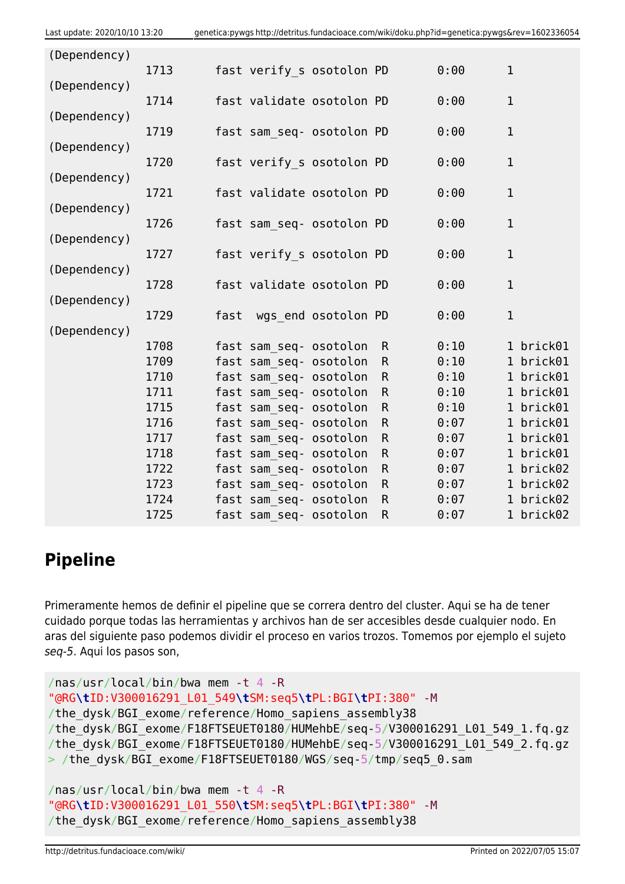```
(Dependency)
            1713      fast verify_s osotolon PD       0:00      1
(Dependency)
            1714      fast validate osotolon PD       0:00      1
(Dependency)
            1719      fast sam_seq- osotolon PD       0:00      1
(Dependency)
            1720      fast verify_s osotolon PD       0:00      1
(Dependency)
            1721      fast validate osotolon PD       0:00      1
(Dependency)
            1726      fast sam_seq- osotolon PD       0:00      1
(Dependency)
            1727      fast verify_s osotolon PD       0:00      1
(Dependency)
            1728      fast validate osotolon PD       0:00      1
(Dependency)
            1729      fast  wgs_end osotolon PD       0:00      1
(Dependency)
            1708      fast sam_seq- osotolon  R       0:10      1 brick01
            1709      fast sam_seq- osotolon  R       0:10      1 brick01
            1710      fast sam_seq- osotolon  R       0:10      1 brick01
            1711      fast sam_seq- osotolon  R       0:10      1 brick01
            1715      fast sam_seq- osotolon  R       0:10      1 brick01
            1716      fast sam_seq- osotolon  R       0:07      1 brick01
            1717      fast sam_seq- osotolon  R       0:07      1 brick01
            1718      fast sam_seq- osotolon  R       0:07      1 brick01
            1722      fast sam_seq- osotolon  R       0:07      1 brick02
            1723      fast sam_seq- osotolon  R       0:07      1 brick02
            1724      fast sam_seq- osotolon  R       0:07      1 brick02
            1725      fast sam_seq- osotolon  R       0:07      1 brick02
```

## Pipeline

Primeramente hemos de definir el pipeline que se correra dentro del cluster. Aqui se ha de tener cuidado porque todas las herramientas y archivos han de ser accesibles desde cualquier nodo. En aras del siguiente paso podemos dividir el proceso en varios trozos. Tomemos por ejemplo el sujeto *seq-5*. Aqui los pasos son,

```
/nas/usr/local/bin/bwa mem -t 4 -R
"@RG\tID:V300016291_L01_549\tSM:seq5\tPL:BGI\tPI:380" -M
/the_dysk/BGI_exome/reference/Homo_sapiens_assembly38
/the_dysk/BGI_exome/F18FTSEUET0180/HUMehbE/seq-5/V300016291_L01_549_1.fq.gz
/the_dysk/BGI_exome/F18FTSEUET0180/HUMehbE/seq-5/V300016291_L01_549_2.fq.gz
> /the_dysk/BGI_exome/F18FTSEUET0180/WGS/seq-5/tmp/seq5_0.sam

/nas/usr/local/bin/bwa mem -t 4 -R
"@RG\tID:V300016291_L01_550\tSM:seq5\tPL:BGI\tPI:380" -M
/the_dysk/BGI_exome/reference/Homo_sapiens_assembly38
```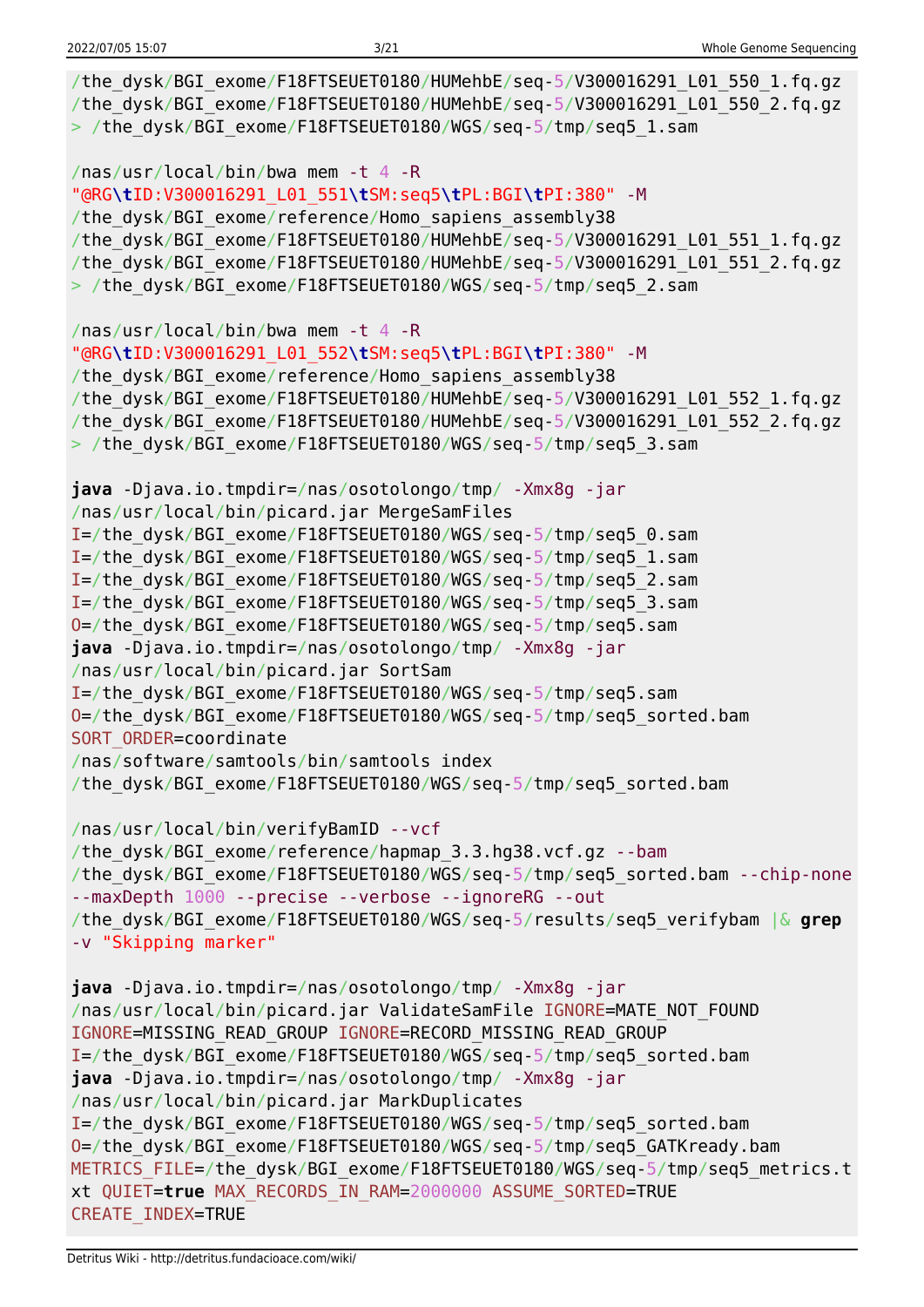```
/the_dysk/BGI_exome/F18FTSEUET0180/HUMehbE/seq-5/V300016291_L01_550_1.fq.gz
/the_dysk/BGI_exome/F18FTSEUET0180/HUMehbE/seq-5/V300016291_L01_550_2.fq.gz
> /the_dysk/BGI_exome/F18FTSEUET0180/WGS/seq-5/tmp/seq5_1.sam

/nas/usr/local/bin/bwa mem -t 4 -R
"@RG\tID:V300016291_L01_551\tSM:seq5\tPL:BGI\tPI:380" -M
/the_dysk/BGI_exome/reference/Homo_sapiens_assembly38
/the_dysk/BGI_exome/F18FTSEUET0180/HUMehbE/seq-5/V300016291_L01_551_1.fq.gz
/the_dysk/BGI_exome/F18FTSEUET0180/HUMehbE/seq-5/V300016291_L01_551_2.fq.gz
> /the_dysk/BGI_exome/F18FTSEUET0180/WGS/seq-5/tmp/seq5_2.sam

/nas/usr/local/bin/bwa mem -t 4 -R
"@RG\tID:V300016291_L01_552\tSM:seq5\tPL:BGI\tPI:380" -M
/the_dysk/BGI_exome/reference/Homo_sapiens_assembly38
/the_dysk/BGI_exome/F18FTSEUET0180/HUMehbE/seq-5/V300016291_L01_552_1.fq.gz
/the_dysk/BGI_exome/F18FTSEUET0180/HUMehbE/seq-5/V300016291_L01_552_2.fq.gz
> /the_dysk/BGI_exome/F18FTSEUET0180/WGS/seq-5/tmp/seq5_3.sam

java -Djava.io.tmpdir=/nas/osotolongo/tmp/ -Xmx8g -jar
/nas/usr/local/bin/picard.jar MergeSamFiles
I=/the_dysk/BGI_exome/F18FTSEUET0180/WGS/seq-5/tmp/seq5_0.sam
I=/the_dysk/BGI_exome/F18FTSEUET0180/WGS/seq-5/tmp/seq5_1.sam
I=/the_dysk/BGI_exome/F18FTSEUET0180/WGS/seq-5/tmp/seq5_2.sam
I=/the_dysk/BGI_exome/F18FTSEUET0180/WGS/seq-5/tmp/seq5_3.sam
O=/the_dysk/BGI_exome/F18FTSEUET0180/WGS/seq-5/tmp/seq5.sam
java -Djava.io.tmpdir=/nas/osotolongo/tmp/ -Xmx8g -jar
/nas/usr/local/bin/picard.jar SortSam
I=/the_dysk/BGI_exome/F18FTSEUET0180/WGS/seq-5/tmp/seq5.sam
O=/the_dysk/BGI_exome/F18FTSEUET0180/WGS/seq-5/tmp/seq5_sorted.bam
SORT_ORDER=coordinate
/nas/software/samtools/bin/samtools index
/the_dysk/BGI_exome/F18FTSEUET0180/WGS/seq-5/tmp/seq5_sorted.bam

/nas/usr/local/bin/verifyBamID --vcf
/the_dysk/BGI_exome/reference/hapmap_3.3.hg38.vcf.gz --bam
/the_dysk/BGI_exome/F18FTSEUET0180/WGS/seq-5/tmp/seq5_sorted.bam --chip-none
--maxDepth 1000 --precise --verbose --ignoreRG --out
/the_dysk/BGI_exome/F18FTSEUET0180/WGS/seq-5/results/seq5_verifybam |& grep
-v "Skipping marker"

java -Djava.io.tmpdir=/nas/osotolongo/tmp/ -Xmx8g -jar
/nas/usr/local/bin/picard.jar ValidateSamFile IGNORE=MATE_NOT_FOUND
IGNORE=MISSING_READ_GROUP IGNORE=RECORD_MISSING_READ_GROUP
I=/the_dysk/BGI_exome/F18FTSEUET0180/WGS/seq-5/tmp/seq5_sorted.bam
java -Djava.io.tmpdir=/nas/osotolongo/tmp/ -Xmx8g -jar
/nas/usr/local/bin/picard.jar MarkDuplicates
I=/the_dysk/BGI_exome/F18FTSEUET0180/WGS/seq-5/tmp/seq5_sorted.bam
O=/the_dysk/BGI_exome/F18FTSEUET0180/WGS/seq-5/tmp/seq5_GATKready.bam
METRICS_FILE=/the_dysk/BGI_exome/F18FTSEUET0180/WGS/seq-5/tmp/seq5_metrics.t
xt QUIET=true MAX_RECORDS_IN_RAM=2000000 ASSUME_SORTED=TRUE
CREATE_INDEX=TRUE
```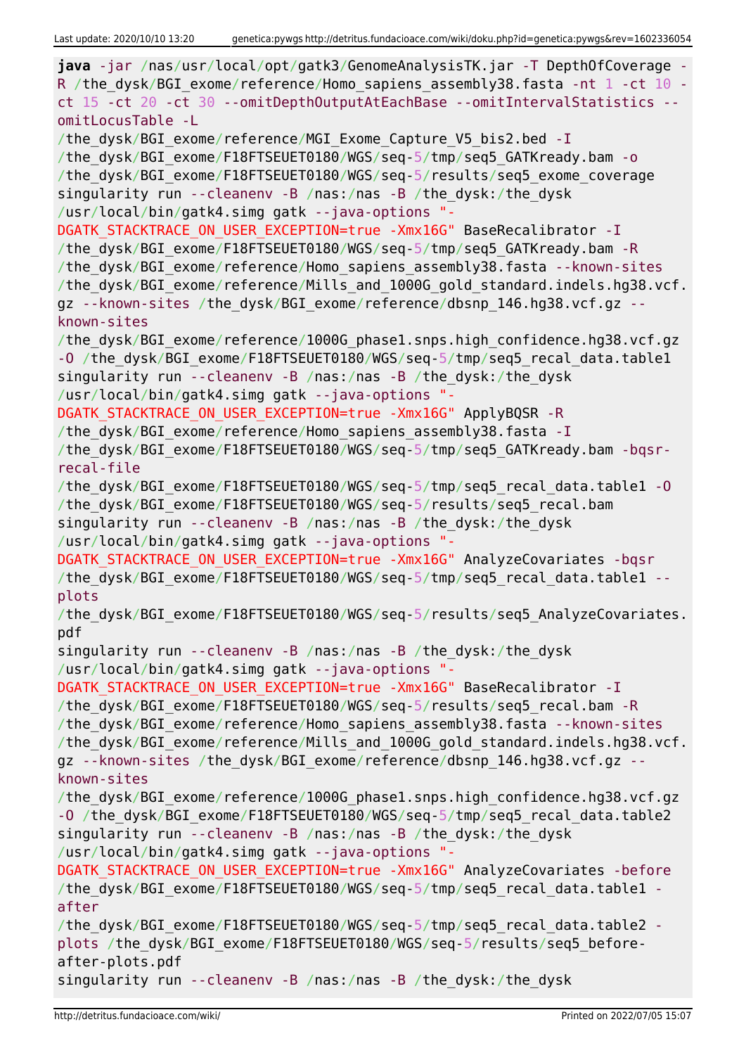```
java -jar /nas/usr/local/opt/gatk3/GenomeAnalysisTK.jar -T DepthOfCoverage -R /the_dysk/BGI_exome/reference/Homo_sapiens_assembly38.fasta -nt 1 -ct 10 -ct 15 -ct 20 -ct 30 --omitDepthOutputAtEachBase --omitIntervalStatistics --omitLocusTable -L /the_dysk/BGI_exome/reference/MGI_Exome_Capture_V5_bis2.bed -I /the_dysk/BGI_exome/F18FTSEUET0180/WGS/seq-5/tmp/seq5_GATKready.bam -o /the_dysk/BGI_exome/F18FTSEUET0180/WGS/seq-5/results/seq5_exome_coverage
singularity run --cleanenv -B /nas:/nas -B /the_dysk:/the_dysk /usr/local/bin/gatk4.simg gatk --java-options "-DGATK_STACKTRACE_ON_USER_EXCEPTION=true -Xmx16G" BaseRecalibrator -I /the_dysk/BGI_exome/F18FTSEUET0180/WGS/seq-5/tmp/seq5_GATKready.bam -R /the_dysk/BGI_exome/reference/Homo_sapiens_assembly38.fasta --known-sites /the_dysk/BGI_exome/reference/Mills_and_1000G_gold_standard.indels.hg38.vcf.gz --known-sites /the_dysk/BGI_exome/reference/dbsnp_146.hg38.vcf.gz --known-sites /the_dysk/BGI_exome/reference/1000G_phase1.snps.high_confidence.hg38.vcf.gz -O /the_dysk/BGI_exome/F18FTSEUET0180/WGS/seq-5/tmp/seq5_recal_data.table1
singularity run --cleanenv -B /nas:/nas -B /the_dysk:/the_dysk /usr/local/bin/gatk4.simg gatk --java-options "-DGATK_STACKTRACE_ON_USER_EXCEPTION=true -Xmx16G" ApplyBQSR -R /the_dysk/BGI_exome/reference/Homo_sapiens_assembly38.fasta -I /the_dysk/BGI_exome/F18FTSEUET0180/WGS/seq-5/tmp/seq5_GATKready.bam -bqsr-recal-file /the_dysk/BGI_exome/F18FTSEUET0180/WGS/seq-5/tmp/seq5_recal_data.table1 -O /the_dysk/BGI_exome/F18FTSEUET0180/WGS/seq-5/results/seq5_recal.bam
singularity run --cleanenv -B /nas:/nas -B /the_dysk:/the_dysk /usr/local/bin/gatk4.simg gatk --java-options "-DGATK_STACKTRACE_ON_USER_EXCEPTION=true -Xmx16G" AnalyzeCovariates -bqsr /the_dysk/BGI_exome/F18FTSEUET0180/WGS/seq-5/tmp/seq5_recal_data.table1 --plots /the_dysk/BGI_exome/F18FTSEUET0180/WGS/seq-5/results/seq5_AnalyzeCovariates.pdf
singularity run --cleanenv -B /nas:/nas -B /the_dysk:/the_dysk /usr/local/bin/gatk4.simg gatk --java-options "-DGATK_STACKTRACE_ON_USER_EXCEPTION=true -Xmx16G" BaseRecalibrator -I /the_dysk/BGI_exome/F18FTSEUET0180/WGS/seq-5/results/seq5_recal.bam -R /the_dysk/BGI_exome/reference/Homo_sapiens_assembly38.fasta --known-sites /the_dysk/BGI_exome/reference/Mills_and_1000G_gold_standard.indels.hg38.vcf.gz --known-sites /the_dysk/BGI_exome/reference/dbsnp_146.hg38.vcf.gz --known-sites /the_dysk/BGI_exome/reference/1000G_phase1.snps.high_confidence.hg38.vcf.gz -O /the_dysk/BGI_exome/F18FTSEUET0180/WGS/seq-5/tmp/seq5_recal_data.table2
singularity run --cleanenv -B /nas:/nas -B /the_dysk:/the_dysk /usr/local/bin/gatk4.simg gatk --java-options "-DGATK_STACKTRACE_ON_USER_EXCEPTION=true -Xmx16G" AnalyzeCovariates -before /the_dysk/BGI_exome/F18FTSEUET0180/WGS/seq-5/tmp/seq5_recal_data.table1 -after /the_dysk/BGI_exome/F18FTSEUET0180/WGS/seq-5/tmp/seq5_recal_data.table2 -plots /the_dysk/BGI_exome/F18FTSEUET0180/WGS/seq-5/results/seq5_before-after-plots.pdf
singularity run --cleanenv -B /nas:/nas -B /the_dysk:/the_dysk
```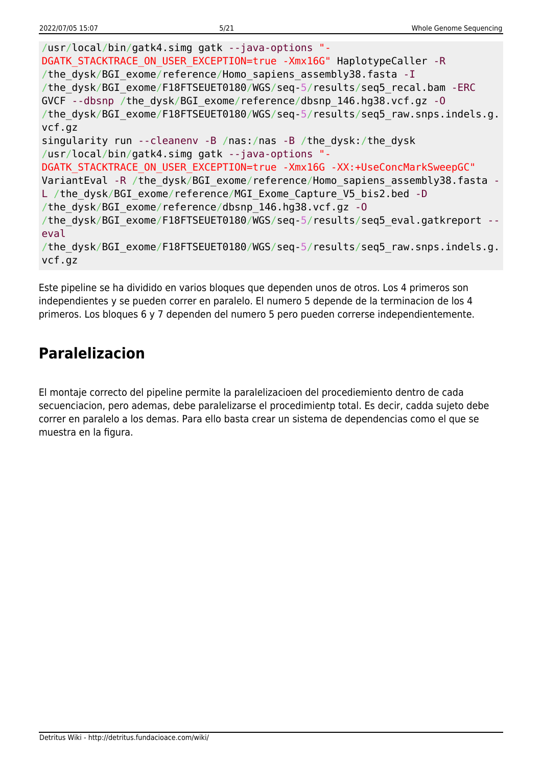```
/usr/local/bin/gatk4.simg gatk --java-options "-DGATK_STACKTRACE_ON_USER_EXCEPTION=true -Xmx16G" HaplotypeCaller -R /the_dysk/BGI_exome/reference/Homo_sapiens_assembly38.fasta -I /the_dysk/BGI_exome/F18FTSEUET0180/WGS/seq-5/results/seq5_recal.bam -ERC GVCF --dbsnp /the_dysk/BGI_exome/reference/dbsnp_146.hg38.vcf.gz -O /the_dysk/BGI_exome/F18FTSEUET0180/WGS/seq-5/results/seq5_raw.snps.indels.g.vcf.gz
singularity run --cleanenv -B /nas:/nas -B /the_dysk:/the_dysk /usr/local/bin/gatk4.simg gatk --java-options "-DGATK_STACKTRACE_ON_USER_EXCEPTION=true -Xmx16G -XX:+UseConcMarkSweepGC" VariantEval -R /the_dysk/BGI_exome/reference/Homo_sapiens_assembly38.fasta -L /the_dysk/BGI_exome/reference/MGI_Exome_Capture_V5_bis2.bed -D /the_dysk/BGI_exome/reference/dbsnp_146.hg38.vcf.gz -O /the_dysk/BGI_exome/F18FTSEUET0180/WGS/seq-5/results/seq5_eval.gatkreport --eval /the_dysk/BGI_exome/F18FTSEUET0180/WGS/seq-5/results/seq5_raw.snps.indels.g.vcf.gz
```

Este pipeline se ha dividido en varios bloques que dependen unos de otros. Los 4 primeros son independientes y se pueden correr en paralelo. El numero 5 depende de la terminacion de los 4 primeros. Los bloques 6 y 7 dependen del numero 5 pero pueden correrse independientemente.

## Paralelizacion

El montaje correcto del pipeline permite la paralelizacioen del procediemiento dentro de cada secuenciacion, pero ademas, debe paralelizarse el procedimientp total. Es decir, cadda sujeto debe correr en paralelo a los demas. Para ello basta crear un sistema de dependencias como el que se muestra en la figura.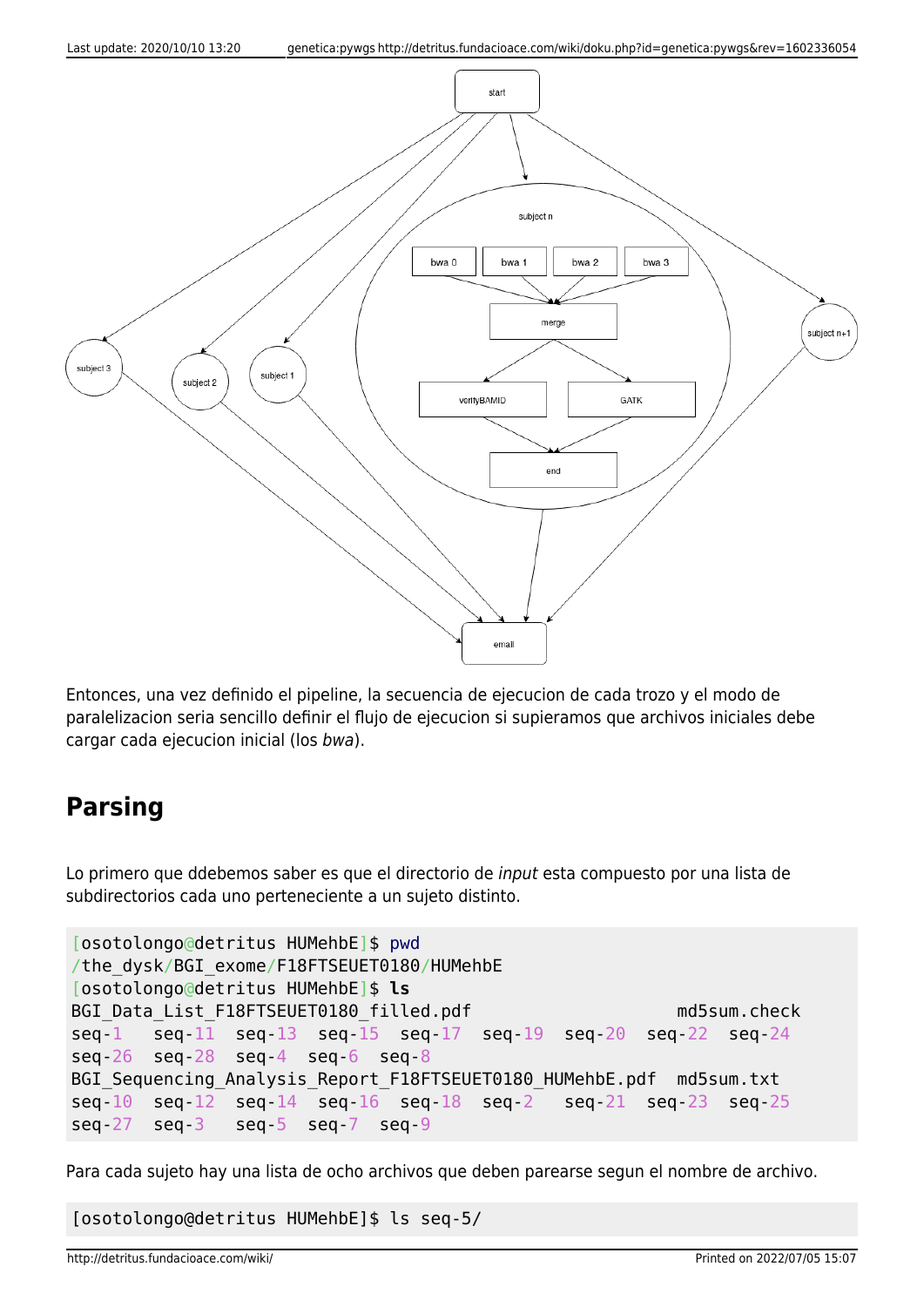Entonces, una vez definido el pipeline, la secuencia de ejecucion de cada trozo y el modo de paralelizacion seria sencillo definir el flujo de ejecucion si supieramos que archivos iniciales debe cargar cada ejecucion inicial (los *bwa*).

## Parsing

Lo primero que ddebemos saber es que el directorio de *input* esta compuesto por una lista de subdirectorios cada uno perteneciente a un sujeto distinto.

```
[osotolongo@detritus HUMehbE]$ pwd
/the_dysk/BGI_exome/F18FTSEUET0180/HUMehbE
[osotolongo@detritus HUMehbE]$ ls
BGI_Data_List_F18FTSEUET0180_filled.pdf                    md5sum.check
seq-1    seq-11   seq-13   seq-15   seq-17   seq-19   seq-20   seq-22   seq-24
seq-26   seq-28   seq-4   seq-6   seq-8
BGI_Sequencing_Analysis_Report_F18FTSEUET0180_HUMehbE.pdf  md5sum.txt
seq-10   seq-12   seq-14   seq-16   seq-18   seq-2    seq-21   seq-23   seq-25
seq-27   seq-3    seq-5   seq-7   seq-9
```

Para cada sujeto hay una lista de ocho archivos que deben parearse segun el nombre de archivo.

```
[osotolongo@detritus HUMehbE]$ ls seq-5/
```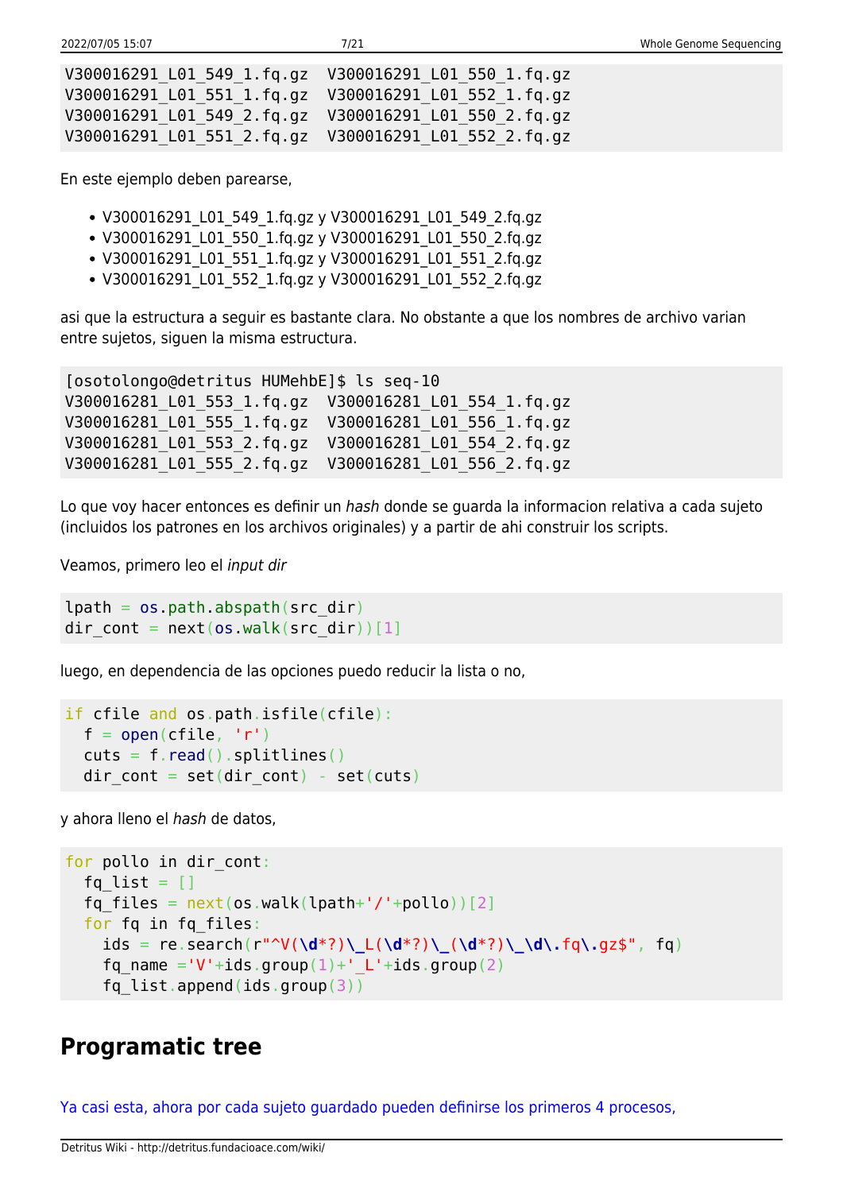```
V300016291_L01_549_1.fq.gz  V300016291_L01_550_1.fq.gz
V300016291_L01_551_1.fq.gz  V300016291_L01_552_1.fq.gz
V300016291_L01_549_2.fq.gz  V300016291_L01_550_2.fq.gz
V300016291_L01_551_2.fq.gz  V300016291_L01_552_2.fq.gz
```

En este ejemplo deben parearse,

- V300016291_L01_549_1.fq.gz y V300016291_L01_549_2.fq.gz
- V300016291_L01_550_1.fq.gz y V300016291_L01_550_2.fq.gz
- V300016291_L01_551_1.fq.gz y V300016291_L01_551_2.fq.gz
- V300016291_L01_552_1.fq.gz y V300016291_L01_552_2.fq.gz

asi que la estructura a seguir es bastante clara. No obstante a que los nombres de archivo varian entre sujetos, siguen la misma estructura.

```
[osotolongo@detritus HUMehbE]$ ls seq-10
V300016281_L01_553_1.fq.gz  V300016281_L01_554_1.fq.gz
V300016281_L01_555_1.fq.gz  V300016281_L01_556_1.fq.gz
V300016281_L01_553_2.fq.gz  V300016281_L01_554_2.fq.gz
V300016281_L01_555_2.fq.gz  V300016281_L01_556_2.fq.gz
```

Lo que voy hacer entonces es definir un *hash* donde se guarda la informacion relativa a cada sujeto (incluidos los patrones en los archivos originales) y a partir de ahi construir los scripts.

Veamos, primero leo el *input dir*

```
lpath = os.path.abspath(src_dir)
dir_cont = next(os.walk(src_dir))[1]
```

luego, en dependencia de las opciones puedo reducir la lista o no,

```
if cfile and os.path.isfile(cfile):
  f = open(cfile, 'r')
  cuts = f.read().splitlines()
  dir_cont = set(dir_cont) - set(cuts)
```

y ahora lleno el *hash* de datos,

```
for pollo in dir_cont:
  fq_list = []
  fq_files = next(os.walk(lpath+'/'+pollo))[2]
  for fq in fq_files:
    ids = re.search(r"^V(\d*?)\_L(\d*?)\_(\d*?)\_\d\.fq\.gz$", fq)
    fq_name ='V'+ids.group(1)+'_L'+ids.group(2)
    fq_list.append(ids.group(3))
```

## Programatic tree

Ya casi esta, ahora por cada sujeto guardado pueden definirse los primeros 4 procesos,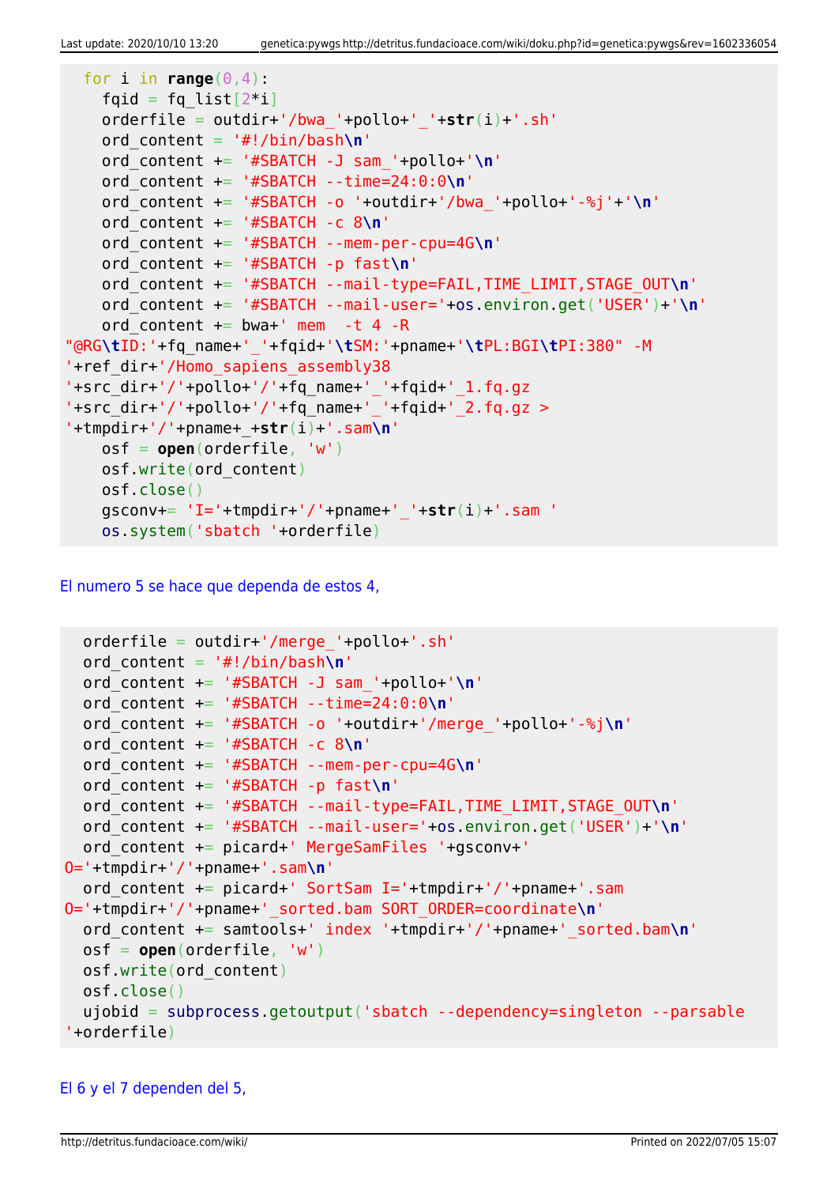```
  for i in range(0,4):
    fqid = fq_list[2*i]
    orderfile = outdir+'/bwa_'+pollo+'_'+str(i)+'.sh'
    ord_content = '#!/bin/bash\n'
    ord_content += '#SBATCH -J sam_'+pollo+'\n'
    ord_content += '#SBATCH --time=24:0:0\n'
    ord_content += '#SBATCH -o '+outdir+'/bwa_'+pollo+'-%j'+'\n'
    ord_content += '#SBATCH -c 8\n'
    ord_content += '#SBATCH --mem-per-cpu=4G\n'
    ord_content += '#SBATCH -p fast\n'
    ord_content += '#SBATCH --mail-type=FAIL,TIME_LIMIT,STAGE_OUT\n'
    ord_content += '#SBATCH --mail-user='+os.environ.get('USER')+'\n'
    ord_content += bwa+' mem  -t 4 -R
"@RG\tID:'+fq_name+'_'+fqid+'\tSM:'+pname+'\tPL:BGI\tPI:380" -M
'+ref_dir+'/Homo_sapiens_assembly38
'+src_dir+'/'+pollo+'/'+fq_name+'_'+fqid+'_1.fq.gz
'+src_dir+'/'+pollo+'/'+fq_name+'_'+fqid+'_2.fq.gz >
'+tmpdir+'/'+pname+_+str(i)+'.sam\n'
    osf = open(orderfile, 'w')
    osf.write(ord_content)
    osf.close()
    gsconv+= 'I='+tmpdir+'/'+pname+'_'+str(i)+'.sam '
    os.system('sbatch '+orderfile)
```

El numero 5 se hace que dependa de estos 4,

```
  orderfile = outdir+'/merge_'+pollo+'.sh'
  ord_content = '#!/bin/bash\n'
  ord_content += '#SBATCH -J sam_'+pollo+'\n'
  ord_content += '#SBATCH --time=24:0:0\n'
  ord_content += '#SBATCH -o '+outdir+'/merge_'+pollo+'-%j\n'
  ord_content += '#SBATCH -c 8\n'
  ord_content += '#SBATCH --mem-per-cpu=4G\n'
  ord_content += '#SBATCH -p fast\n'
  ord_content += '#SBATCH --mail-type=FAIL,TIME_LIMIT,STAGE_OUT\n'
  ord_content += '#SBATCH --mail-user='+os.environ.get('USER')+'\n'
  ord_content += picard+' MergeSamFiles '+gsconv+'
O='+tmpdir+'/'+pname+'.sam\n'
  ord_content += picard+' SortSam I='+tmpdir+'/'+pname+'.sam
O='+tmpdir+'/'+pname+'_sorted.bam SORT_ORDER=coordinate\n'
  ord_content += samtools+' index '+tmpdir+'/'+pname+'_sorted.bam\n'
  osf = open(orderfile, 'w')
  osf.write(ord_content)
  osf.close()
  ujobid = subprocess.getoutput('sbatch --dependency=singleton --parsable
'+orderfile)
```

El 6 y el 7 dependen del 5,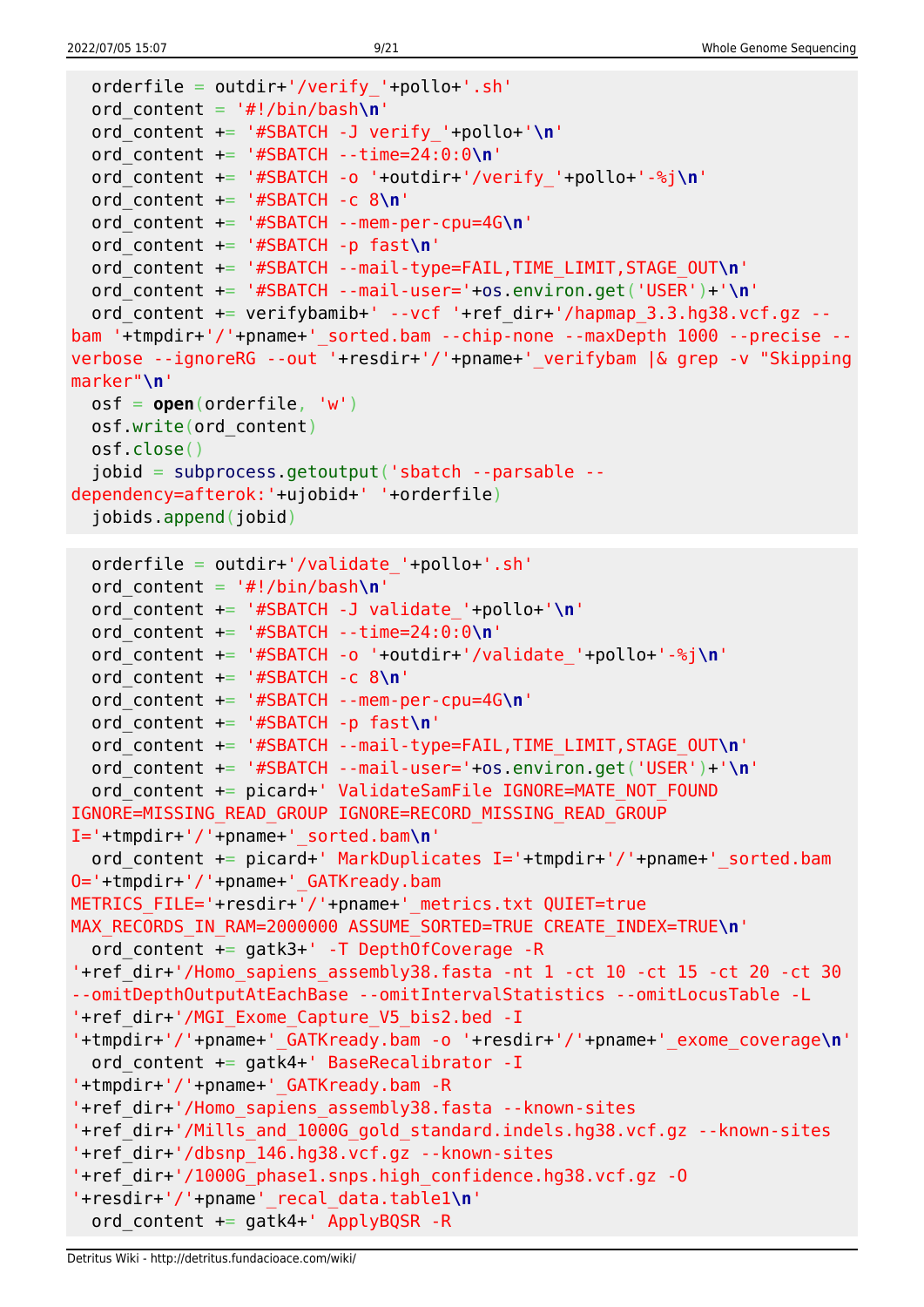```
  orderfile = outdir+'/verify_'+pollo+'.sh'
  ord_content = '#!/bin/bash\n'
  ord_content += '#SBATCH -J verify_'+pollo+'\n'
  ord_content += '#SBATCH --time=24:0:0\n'
  ord_content += '#SBATCH -o '+outdir+'/verify_'+pollo+'-%j\n'
  ord_content += '#SBATCH -c 8\n'
  ord_content += '#SBATCH --mem-per-cpu=4G\n'
  ord_content += '#SBATCH -p fast\n'
  ord_content += '#SBATCH --mail-type=FAIL,TIME_LIMIT,STAGE_OUT\n'
  ord_content += '#SBATCH --mail-user='+os.environ.get('USER')+'\n'
  ord_content += verifybamib+' --vcf '+ref_dir+'/hapmap_3.3.hg38.vcf.gz --bam '+tmpdir+'/'+pname+'_sorted.bam --chip-none --maxDepth 1000 --precise --verbose --ignoreRG --out '+resdir+'/'+pname+'_verifybam |& grep -v "Skipping marker"\n'
  osf = open(orderfile, 'w')
  osf.write(ord_content)
  osf.close()
  jobid = subprocess.getoutput('sbatch --parsable --dependency=afterok:'+ujobid+' '+orderfile)
  jobids.append(jobid)
```

```
  orderfile = outdir+'/validate_'+pollo+'.sh'
  ord_content = '#!/bin/bash\n'
  ord_content += '#SBATCH -J validate_'+pollo+'\n'
  ord_content += '#SBATCH --time=24:0:0\n'
  ord_content += '#SBATCH -o '+outdir+'/validate_'+pollo+'-%j\n'
  ord_content += '#SBATCH -c 8\n'
  ord_content += '#SBATCH --mem-per-cpu=4G\n'
  ord_content += '#SBATCH -p fast\n'
  ord_content += '#SBATCH --mail-type=FAIL,TIME_LIMIT,STAGE_OUT\n'
  ord_content += '#SBATCH --mail-user='+os.environ.get('USER')+'\n'
  ord_content += picard+' ValidateSamFile IGNORE=MATE_NOT_FOUND IGNORE=MISSING_READ_GROUP IGNORE=RECORD_MISSING_READ_GROUP I='+tmpdir+'/'+pname+'_sorted.bam\n'
  ord_content += picard+' MarkDuplicates I='+tmpdir+'/'+pname+'_sorted.bam O='+tmpdir+'/'+pname+'_GATKready.bam METRICS_FILE='+resdir+'/'+pname+'_metrics.txt QUIET=true MAX_RECORDS_IN_RAM=2000000 ASSUME_SORTED=TRUE CREATE_INDEX=TRUE\n'
  ord_content += gatk3+' -T DepthOfCoverage -R '+ref_dir+'/Homo_sapiens_assembly38.fasta -nt 1 -ct 10 -ct 15 -ct 20 -ct 30 --omitDepthOutputAtEachBase --omitIntervalStatistics --omitLocusTable -L '+ref_dir+'/MGI_Exome_Capture_V5_bis2.bed -I '+tmpdir+'/'+pname+'_GATKready.bam -o '+resdir+'/'+pname+'_exome_coverage\n'
  ord_content += gatk4+' BaseRecalibrator -I '+tmpdir+'/'+pname+'_GATKready.bam -R '+ref_dir+'/Homo_sapiens_assembly38.fasta --known-sites '+ref_dir+'/Mills_and_1000G_gold_standard.indels.hg38.vcf.gz --known-sites '+ref_dir+'/dbsnp_146.hg38.vcf.gz --known-sites '+ref_dir+'/1000G_phase1.snps.high_confidence.hg38.vcf.gz -O '+resdir+'/'+pname'_recal_data.table1\n'
  ord_content += gatk4+' ApplyBQSR -R
```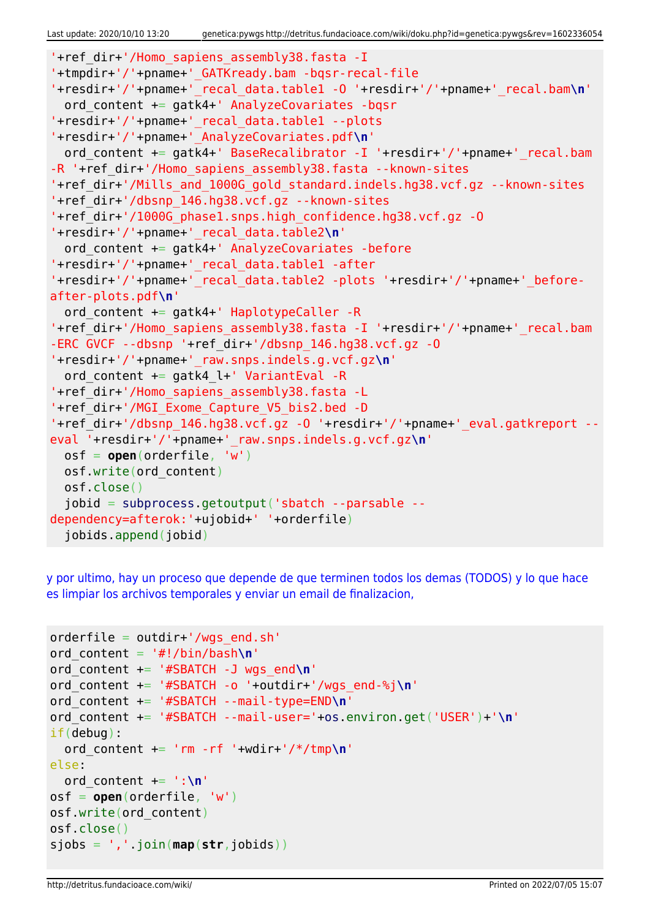```
'+ref_dir+'/Homo_sapiens_assembly38.fasta -I
'+tmpdir+'/'+pname+'_GATKready.bam -bqsr-recal-file
'+resdir+'/'+pname+'_recal_data.table1 -O '+resdir+'/'+pname+'_recal.bam\n'
  ord_content += gatk4+' AnalyzeCovariates -bqsr
'+resdir+'/'+pname+'_recal_data.table1 --plots
'+resdir+'/'+pname+'_AnalyzeCovariates.pdf\n'
  ord_content += gatk4+' BaseRecalibrator -I '+resdir+'/'+pname+'_recal.bam
-R '+ref_dir+'/Homo_sapiens_assembly38.fasta --known-sites
'+ref_dir+'/Mills_and_1000G_gold_standard.indels.hg38.vcf.gz --known-sites
'+ref_dir+'/dbsnp_146.hg38.vcf.gz --known-sites
'+ref_dir+'/1000G_phase1.snps.high_confidence.hg38.vcf.gz -O
'+resdir+'/'+pname+'_recal_data.table2\n'
  ord_content += gatk4+' AnalyzeCovariates -before
'+resdir+'/'+pname+'_recal_data.table1 -after
'+resdir+'/'+pname+'_recal_data.table2 -plots '+resdir+'/'+pname+'_before-
after-plots.pdf\n'
  ord_content += gatk4+' HaplotypeCaller -R
'+ref_dir+'/Homo_sapiens_assembly38.fasta -I '+resdir+'/'+pname+'_recal.bam
-ERC GVCF --dbsnp '+ref_dir+'/dbsnp_146.hg38.vcf.gz -O
'+resdir+'/'+pname+'_raw.snps.indels.g.vcf.gz\n'
  ord_content += gatk4_l+' VariantEval -R
'+ref_dir+'/Homo_sapiens_assembly38.fasta -L
'+ref_dir+'/MGI_Exome_Capture_V5_bis2.bed -D
'+ref_dir+'/dbsnp_146.hg38.vcf.gz -O '+resdir+'/'+pname+'_eval.gatkreport --
eval '+resdir+'/'+pname+'_raw.snps.indels.g.vcf.gz\n'
  osf = open(orderfile, 'w')
  osf.write(ord_content)
  osf.close()
  jobid = subprocess.getoutput('sbatch --parsable --
dependency=afterok:'+ujobid+' '+orderfile)
  jobids.append(jobid)
```

y por ultimo, hay un proceso que depende de que terminen todos los demas (TODOS) y lo que hace es limpiar los archivos temporales y enviar un email de finalizacion,

```
orderfile = outdir+'/wgs_end.sh'
ord_content = '#!/bin/bash\n'
ord_content += '#SBATCH -J wgs_end\n'
ord_content += '#SBATCH -o '+outdir+'/wgs_end-%j\n'
ord_content += '#SBATCH --mail-type=END\n'
ord_content += '#SBATCH --mail-user='+os.environ.get('USER')+'\n'
if(debug):
  ord_content += 'rm -rf '+wdir+'/*/tmp\n'
else:
  ord_content += ':\n'
osf = open(orderfile, 'w')
osf.write(ord_content)
osf.close()
sjobs = ','.join(map(str,jobids))
```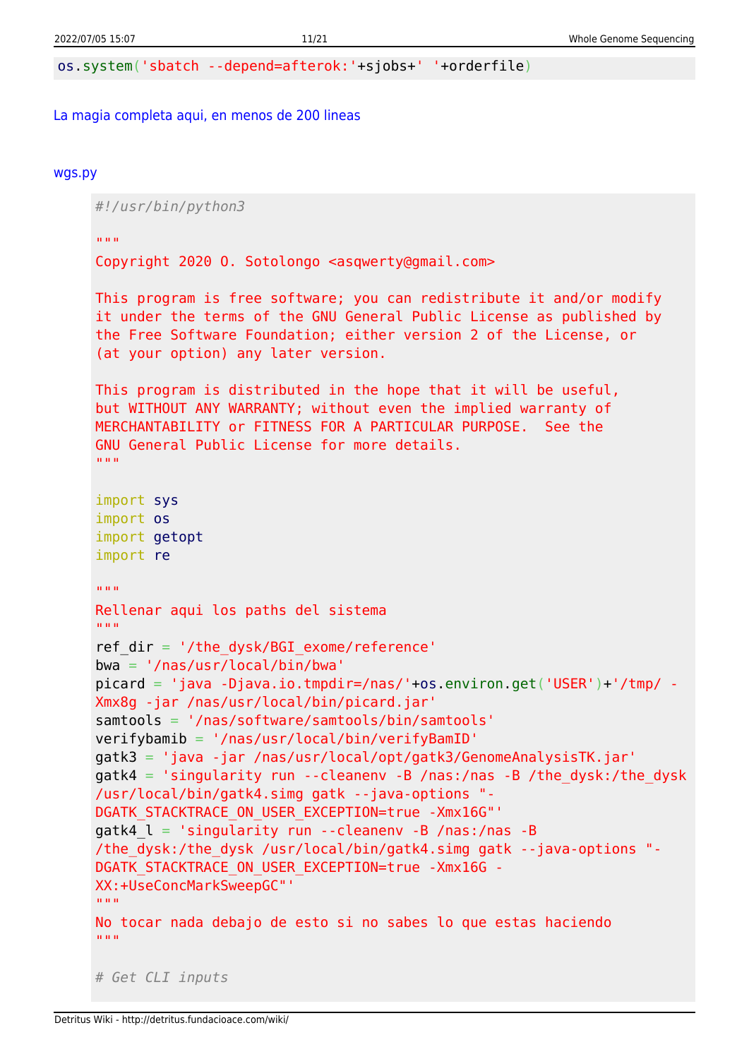```
os.system('sbatch --depend=afterok:'+sjobs+' '+orderfile)
```

La magia completa aqui, en menos de 200 lineas

wgs.py

```
#!/usr/bin/python3

"""
Copyright 2020 O. Sotolongo <asqwerty@gmail.com>

This program is free software; you can redistribute it and/or modify
it under the terms of the GNU General Public License as published by
the Free Software Foundation; either version 2 of the License, or
(at your option) any later version.

This program is distributed in the hope that it will be useful,
but WITHOUT ANY WARRANTY; without even the implied warranty of
MERCHANTABILITY or FITNESS FOR A PARTICULAR PURPOSE.  See the
GNU General Public License for more details.
"""

import sys
import os
import getopt
import re

"""
Rellenar aqui los paths del sistema
"""
ref_dir = '/the_dysk/BGI_exome/reference'
bwa = '/nas/usr/local/bin/bwa'
picard = 'java -Djava.io.tmpdir=/nas/'+os.environ.get('USER')+'/tmp/ -Xmx8g -jar /nas/usr/local/bin/picard.jar'
samtools = '/nas/software/samtools/bin/samtools'
verifybamib = '/nas/usr/local/bin/verifyBamID'
gatk3 = 'java -jar /nas/usr/local/opt/gatk3/GenomeAnalysisTK.jar'
gatk4 = 'singularity run --cleanenv -B /nas:/nas -B /the_dysk:/the_dysk /usr/local/bin/gatk4.simg gatk --java-options "-DGATK_STACKTRACE_ON_USER_EXCEPTION=true -Xmx16G"'
gatk4_l = 'singularity run --cleanenv -B /nas:/nas -B /the_dysk:/the_dysk /usr/local/bin/gatk4.simg gatk --java-options "-DGATK_STACKTRACE_ON_USER_EXCEPTION=true -Xmx16G -XX:+UseConcMarkSweepGC"'
"""
No tocar nada debajo de esto si no sabes lo que estas haciendo
"""

# Get CLI inputs
```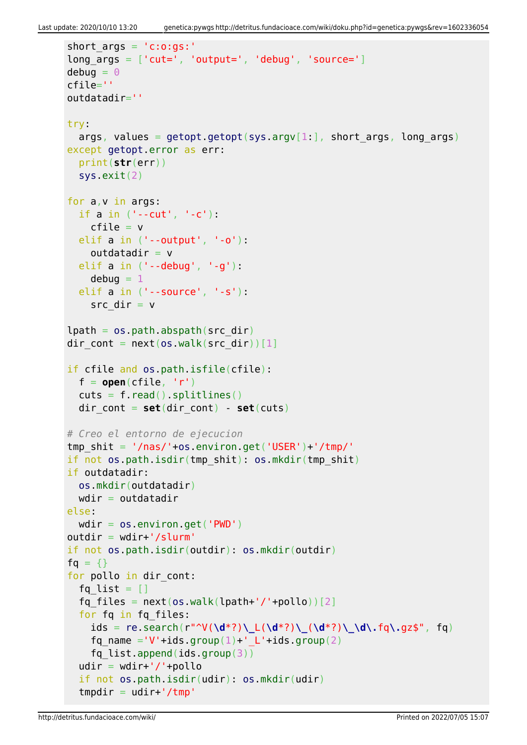```
short_args = 'c:o:gs:'
long_args = ['cut=', 'output=', 'debug', 'source=']
debug = 0
cfile=''
outdatadir=''

try:
  args, values = getopt.getopt(sys.argv[1:], short_args, long_args)
except getopt.error as err:
  print(str(err))
  sys.exit(2)

for a,v in args:
  if a in ('--cut', '-c'):
    cfile = v
  elif a in ('--output', '-o'):
    outdatadir = v
  elif a in ('--debug', '-g'):
    debug = 1
  elif a in ('--source', '-s'):
    src_dir = v

lpath = os.path.abspath(src_dir)
dir_cont = next(os.walk(src_dir))[1]

if cfile and os.path.isfile(cfile):
  f = open(cfile, 'r')
  cuts = f.read().splitlines()
  dir_cont = set(dir_cont) - set(cuts)

# Creo el entorno de ejecucion
tmp_shit = '/nas/'+os.environ.get('USER')+'/tmp/'
if not os.path.isdir(tmp_shit): os.mkdir(tmp_shit)
if outdatadir:
  os.mkdir(outdatadir)
  wdir = outdatadir
else:
  wdir = os.environ.get('PWD')
outdir = wdir+'/slurm'
if not os.path.isdir(outdir): os.mkdir(outdir)
fq = {}
for pollo in dir_cont:
  fq_list = []
  fq_files = next(os.walk(lpath+'/'+pollo))[2]
  for fq in fq_files:
    ids = re.search(r"^V(\d*?)\_L(\d*?)\_(\d*?)\_\d\.fq\.gz$", fq)
    fq_name ='V'+ids.group(1)+'_L'+ids.group(2)
    fq_list.append(ids.group(3))
  udir = wdir+'/'+pollo
  if not os.path.isdir(udir): os.mkdir(udir)
  tmpdir = udir+'/tmp'
```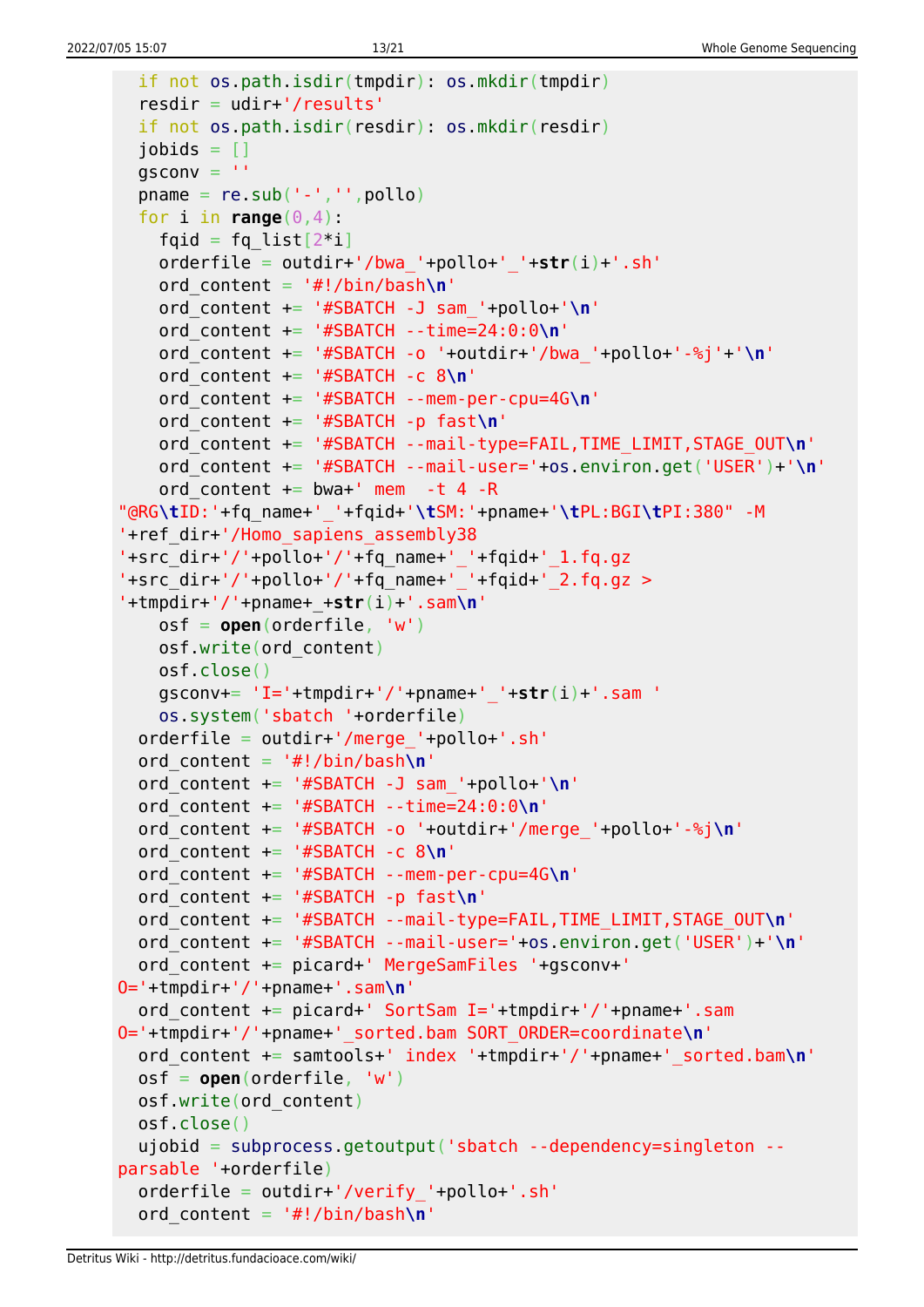```
  if not os.path.isdir(tmpdir): os.mkdir(tmpdir)
  resdir = udir+'/results'
  if not os.path.isdir(resdir): os.mkdir(resdir)
  jobids = []
  gsconv = ''
  pname = re.sub('-','',pollo)
  for i in range(0,4):
    fqid = fq_list[2*i]
    orderfile = outdir+'/bwa_'+pollo+'_'+str(i)+'.sh'
    ord_content = '#!/bin/bash\n'
    ord_content += '#SBATCH -J sam_'+pollo+'\n'
    ord_content += '#SBATCH --time=24:0:0\n'
    ord_content += '#SBATCH -o '+outdir+'/bwa_'+pollo+'-%j'+'\n'
    ord_content += '#SBATCH -c 8\n'
    ord_content += '#SBATCH --mem-per-cpu=4G\n'
    ord_content += '#SBATCH -p fast\n'
    ord_content += '#SBATCH --mail-type=FAIL,TIME_LIMIT,STAGE_OUT\n'
    ord_content += '#SBATCH --mail-user='+os.environ.get('USER')+'\n'
    ord_content += bwa+' mem  -t 4 -R
"@RG\tID:'+fq_name+'_'+fqid+'\tSM:'+pname+'\tPL:BGI\tPI:380" -M
'+ref_dir+'/Homo_sapiens_assembly38
'+src_dir+'/'+pollo+'/'+fq_name+'_'+fqid+'_1.fq.gz
'+src_dir+'/'+pollo+'/'+fq_name+'_'+fqid+'_2.fq.gz >
'+tmpdir+'/'+pname+_+str(i)+'.sam\n'
    osf = open(orderfile, 'w')
    osf.write(ord_content)
    osf.close()
    gsconv+= 'I='+tmpdir+'/'+pname+'_'+str(i)+'.sam '
    os.system('sbatch '+orderfile)
  orderfile = outdir+'/merge_'+pollo+'.sh'
  ord_content = '#!/bin/bash\n'
  ord_content += '#SBATCH -J sam_'+pollo+'\n'
  ord_content += '#SBATCH --time=24:0:0\n'
  ord_content += '#SBATCH -o '+outdir+'/merge_'+pollo+'-%j\n'
  ord_content += '#SBATCH -c 8\n'
  ord_content += '#SBATCH --mem-per-cpu=4G\n'
  ord_content += '#SBATCH -p fast\n'
  ord_content += '#SBATCH --mail-type=FAIL,TIME_LIMIT,STAGE_OUT\n'
  ord_content += '#SBATCH --mail-user='+os.environ.get('USER')+'\n'
  ord_content += picard+' MergeSamFiles '+gsconv+'
O='+tmpdir+'/'+pname+'.sam\n'
  ord_content += picard+' SortSam I='+tmpdir+'/'+pname+'.sam
O='+tmpdir+'/'+pname+'_sorted.bam SORT_ORDER=coordinate\n'
  ord_content += samtools+' index '+tmpdir+'/'+pname+'_sorted.bam\n'
  osf = open(orderfile, 'w')
  osf.write(ord_content)
  osf.close()
  ujobid = subprocess.getoutput('sbatch --dependency=singleton --
parsable '+orderfile)
  orderfile = outdir+'/verify_'+pollo+'.sh'
  ord_content = '#!/bin/bash\n'
```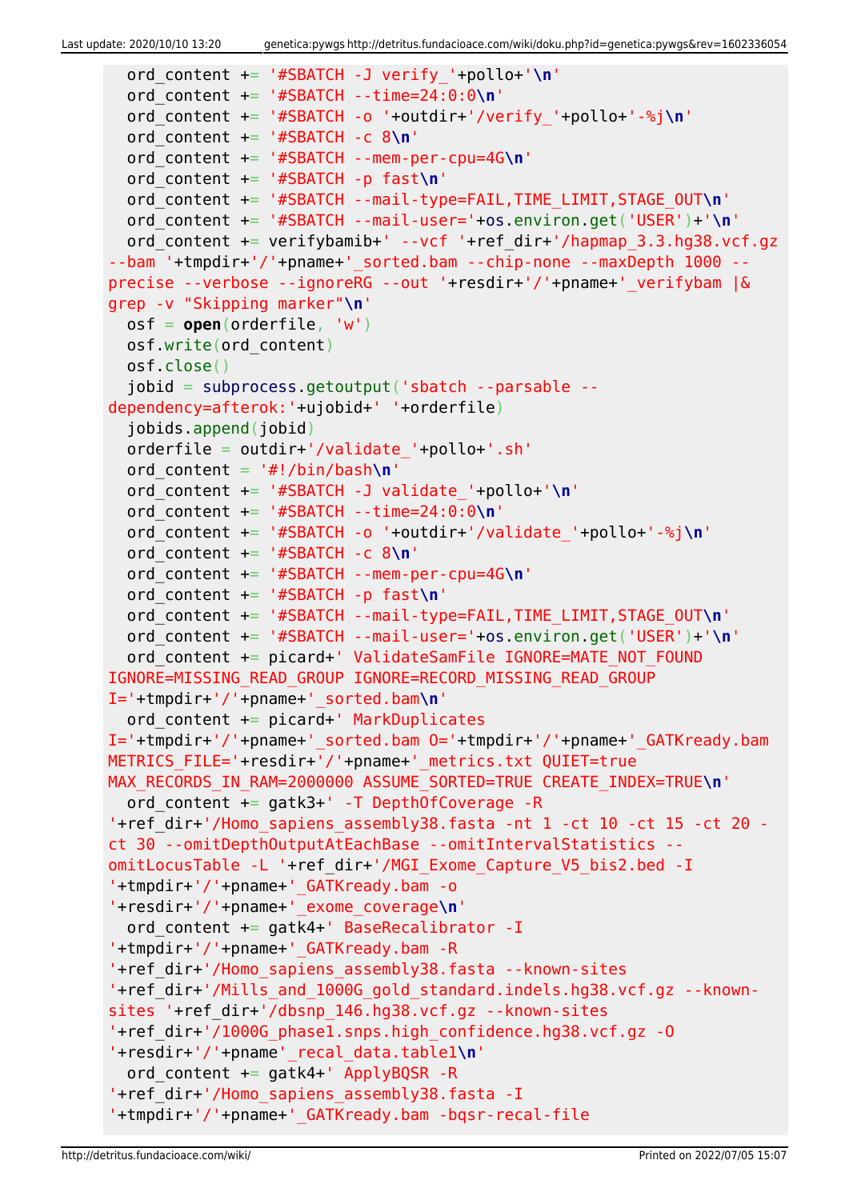```
  ord_content += '#SBATCH -J verify_'+pollo+'\n'
  ord_content += '#SBATCH --time=24:0:0\n'
  ord_content += '#SBATCH -o '+outdir+'/verify_'+pollo+'-%j\n'
  ord_content += '#SBATCH -c 8\n'
  ord_content += '#SBATCH --mem-per-cpu=4G\n'
  ord_content += '#SBATCH -p fast\n'
  ord_content += '#SBATCH --mail-type=FAIL,TIME_LIMIT,STAGE_OUT\n'
  ord_content += '#SBATCH --mail-user='+os.environ.get('USER')+'\n'
  ord_content += verifybamib+' --vcf '+ref_dir+'/hapmap_3.3.hg38.vcf.gz --bam '+tmpdir+'/'+pname+'_sorted.bam --chip-none --maxDepth 1000 --precise --verbose --ignoreRG --out '+resdir+'/'+pname+'_verifybam |& grep -v "Skipping marker"\n'
  osf = open(orderfile, 'w')
  osf.write(ord_content)
  osf.close()
  jobid = subprocess.getoutput('sbatch --parsable --dependency=afterok:'+ujobid+' '+orderfile)
  jobids.append(jobid)
  orderfile = outdir+'/validate_'+pollo+'.sh'
  ord_content = '#!/bin/bash\n'
  ord_content += '#SBATCH -J validate_'+pollo+'\n'
  ord_content += '#SBATCH --time=24:0:0\n'
  ord_content += '#SBATCH -o '+outdir+'/validate_'+pollo+'-%j\n'
  ord_content += '#SBATCH -c 8\n'
  ord_content += '#SBATCH --mem-per-cpu=4G\n'
  ord_content += '#SBATCH -p fast\n'
  ord_content += '#SBATCH --mail-type=FAIL,TIME_LIMIT,STAGE_OUT\n'
  ord_content += '#SBATCH --mail-user='+os.environ.get('USER')+'\n'
  ord_content += picard+' ValidateSamFile IGNORE=MATE_NOT_FOUND IGNORE=MISSING_READ_GROUP IGNORE=RECORD_MISSING_READ_GROUP I='+tmpdir+'/'+pname+'_sorted.bam\n'
  ord_content += picard+' MarkDuplicates I='+tmpdir+'/'+pname+'_sorted.bam O='+tmpdir+'/'+pname+'_GATKready.bam METRICS_FILE='+resdir+'/'+pname+'_metrics.txt QUIET=true MAX_RECORDS_IN_RAM=2000000 ASSUME_SORTED=TRUE CREATE_INDEX=TRUE\n'
  ord_content += gatk3+' -T DepthOfCoverage -R '+ref_dir+'/Homo_sapiens_assembly38.fasta -nt 1 -ct 10 -ct 15 -ct 20 -ct 30 --omitDepthOutputAtEachBase --omitIntervalStatistics --omitLocusTable -L '+ref_dir+'/MGI_Exome_Capture_V5_bis2.bed -I '+tmpdir+'/'+pname+'_GATKready.bam -o '+resdir+'/'+pname+'_exome_coverage\n'
  ord_content += gatk4+' BaseRecalibrator -I '+tmpdir+'/'+pname+'_GATKready.bam -R '+ref_dir+'/Homo_sapiens_assembly38.fasta --known-sites '+ref_dir+'/Mills_and_1000G_gold_standard.indels.hg38.vcf.gz --known-sites '+ref_dir+'/dbsnp_146.hg38.vcf.gz --known-sites '+ref_dir+'/1000G_phase1.snps.high_confidence.hg38.vcf.gz -O '+resdir+'/'+pname'_recal_data.table1\n'
  ord_content += gatk4+' ApplyBQSR -R '+ref_dir+'/Homo_sapiens_assembly38.fasta -I '+tmpdir+'/'+pname+'_GATKready.bam -bqsr-recal-file
```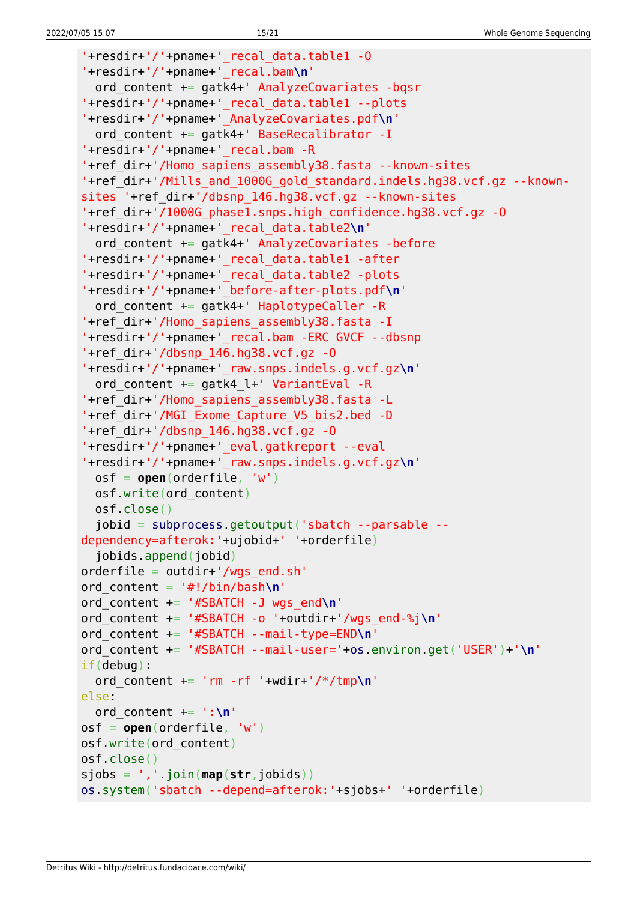```
'+resdir+'/'+pname+'_recal_data.table1 -O
'+resdir+'/'+pname+'_recal.bam\n'
  ord_content += gatk4+' AnalyzeCovariates -bqsr
'+resdir+'/'+pname+'_recal_data.table1 --plots
'+resdir+'/'+pname+'_AnalyzeCovariates.pdf\n'
  ord_content += gatk4+' BaseRecalibrator -I
'+resdir+'/'+pname+'_recal.bam -R
'+ref_dir+'/Homo_sapiens_assembly38.fasta --known-sites
'+ref_dir+'/Mills_and_1000G_gold_standard.indels.hg38.vcf.gz --known-
sites '+ref_dir+'/dbsnp_146.hg38.vcf.gz --known-sites
'+ref_dir+'/1000G_phase1.snps.high_confidence.hg38.vcf.gz -O
'+resdir+'/'+pname+'_recal_data.table2\n'
  ord_content += gatk4+' AnalyzeCovariates -before
'+resdir+'/'+pname+'_recal_data.table1 -after
'+resdir+'/'+pname+'_recal_data.table2 -plots
'+resdir+'/'+pname+'_before-after-plots.pdf\n'
  ord_content += gatk4+' HaplotypeCaller -R
'+ref_dir+'/Homo_sapiens_assembly38.fasta -I
'+resdir+'/'+pname+'_recal.bam -ERC GVCF --dbsnp
'+ref_dir+'/dbsnp_146.hg38.vcf.gz -O
'+resdir+'/'+pname+'_raw.snps.indels.g.vcf.gz\n'
  ord_content += gatk4_l+' VariantEval -R
'+ref_dir+'/Homo_sapiens_assembly38.fasta -L
'+ref_dir+'/MGI_Exome_Capture_V5_bis2.bed -D
'+ref_dir+'/dbsnp_146.hg38.vcf.gz -O
'+resdir+'/'+pname+'_eval.gatkreport --eval
'+resdir+'/'+pname+'_raw.snps.indels.g.vcf.gz\n'
  osf = open(orderfile, 'w')
  osf.write(ord_content)
  osf.close()
  jobid = subprocess.getoutput('sbatch --parsable --
dependency=afterok:'+ujobid+' '+orderfile)
  jobids.append(jobid)
orderfile = outdir+'/wgs_end.sh'
ord_content = '#!/bin/bash\n'
ord_content += '#SBATCH -J wgs_end\n'
ord_content += '#SBATCH -o '+outdir+'/wgs_end-%j\n'
ord_content += '#SBATCH --mail-type=END\n'
ord_content += '#SBATCH --mail-user='+os.environ.get('USER')+'\n'
if(debug):
  ord_content += 'rm -rf '+wdir+'/*/tmp\n'
else:
  ord_content += ':\n'
osf = open(orderfile, 'w')
osf.write(ord_content)
osf.close()
sjobs = ','.join(map(str,jobids))
os.system('sbatch --depend=afterok:'+sjobs+' '+orderfile)
```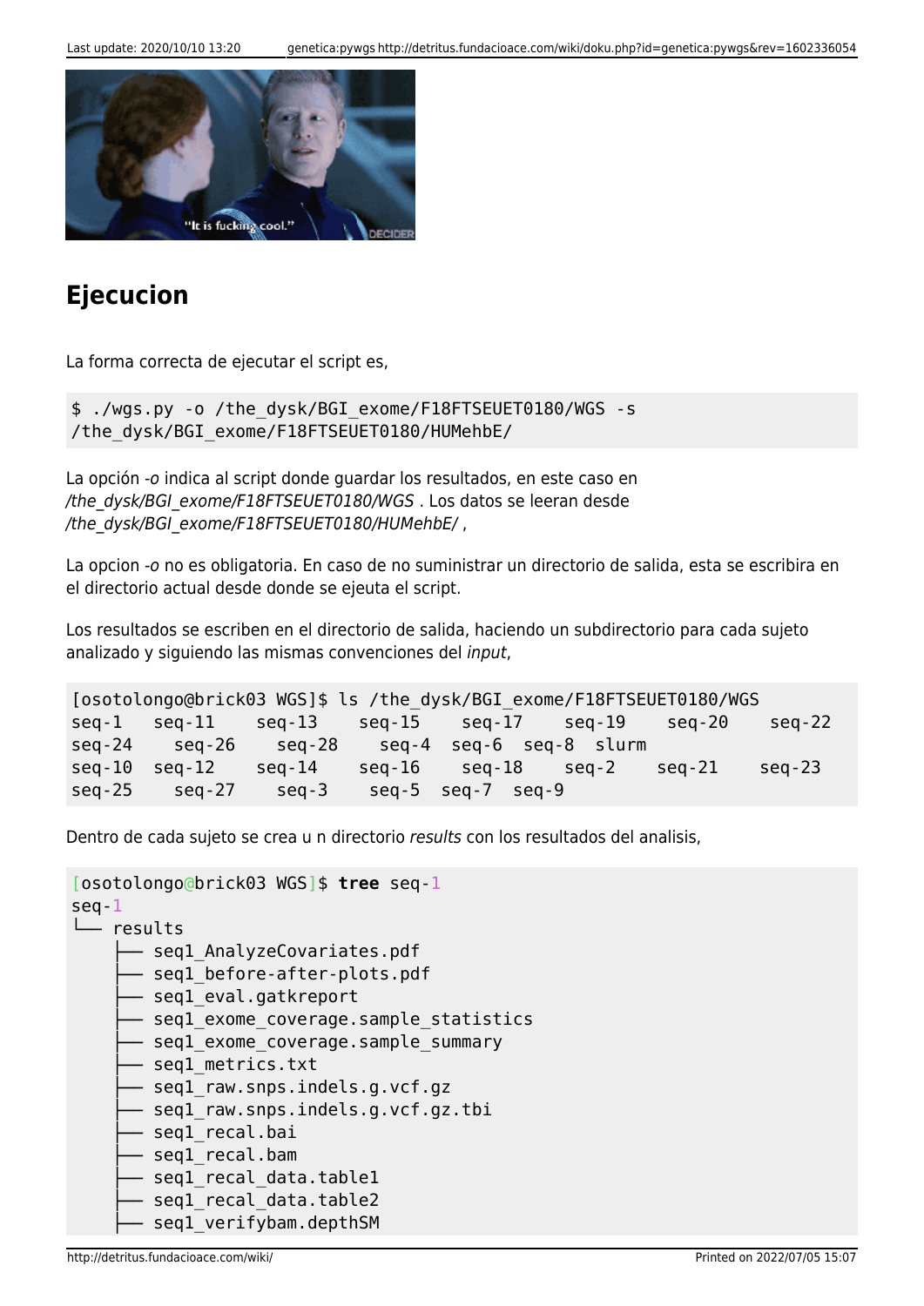## Ejecucion

La forma correcta de ejecutar el script es,

```
$ ./wgs.py -o /the_dysk/BGI_exome/F18FTSEUET0180/WGS -s
/the_dysk/BGI_exome/F18FTSEUET0180/HUMehbE/
```

La opción *-o* indica al script donde guardar los resultados, en este caso en */the_dysk/BGI_exome/F18FTSEUET0180/WGS* . Los datos se leeran desde */the_dysk/BGI_exome/F18FTSEUET0180/HUMehbE/* ,

La opcion *-o* no es obligatoria. En caso de no suministrar un directorio de salida, esta se escribira en el directorio actual desde donde se ejeuta el script.

Los resultados se escriben en el directorio de salida, haciendo un subdirectorio para cada sujeto analizado y siguiendo las mismas convenciones del *input*,

```
[osotolongo@brick03 WGS]$ ls /the_dysk/BGI_exome/F18FTSEUET0180/WGS
seq-1   seq-11   seq-13   seq-15   seq-17   seq-19   seq-20   seq-22
seq-24   seq-26   seq-28   seq-4  seq-6  seq-8  slurm
seq-10  seq-12   seq-14   seq-16   seq-18   seq-2   seq-21   seq-23
seq-25   seq-27   seq-3   seq-5  seq-7  seq-9
```

Dentro de cada sujeto se crea u n directorio *results* con los resultados del analisis,

```
[osotolongo@brick03 WGS]$ tree seq-1
seq-1
└── results
    ├── seq1_AnalyzeCovariates.pdf
    ├── seq1_before-after-plots.pdf
    ├── seq1_eval.gatkreport
    ├── seq1_exome_coverage.sample_statistics
    ├── seq1_exome_coverage.sample_summary
    ├── seq1_metrics.txt
    ├── seq1_raw.snps.indels.g.vcf.gz
    ├── seq1_raw.snps.indels.g.vcf.gz.tbi
    ├── seq1_recal.bai
    ├── seq1_recal.bam
    ├── seq1_recal_data.table1
    ├── seq1_recal_data.table2
    ├── seq1_verifybam.depthSM
```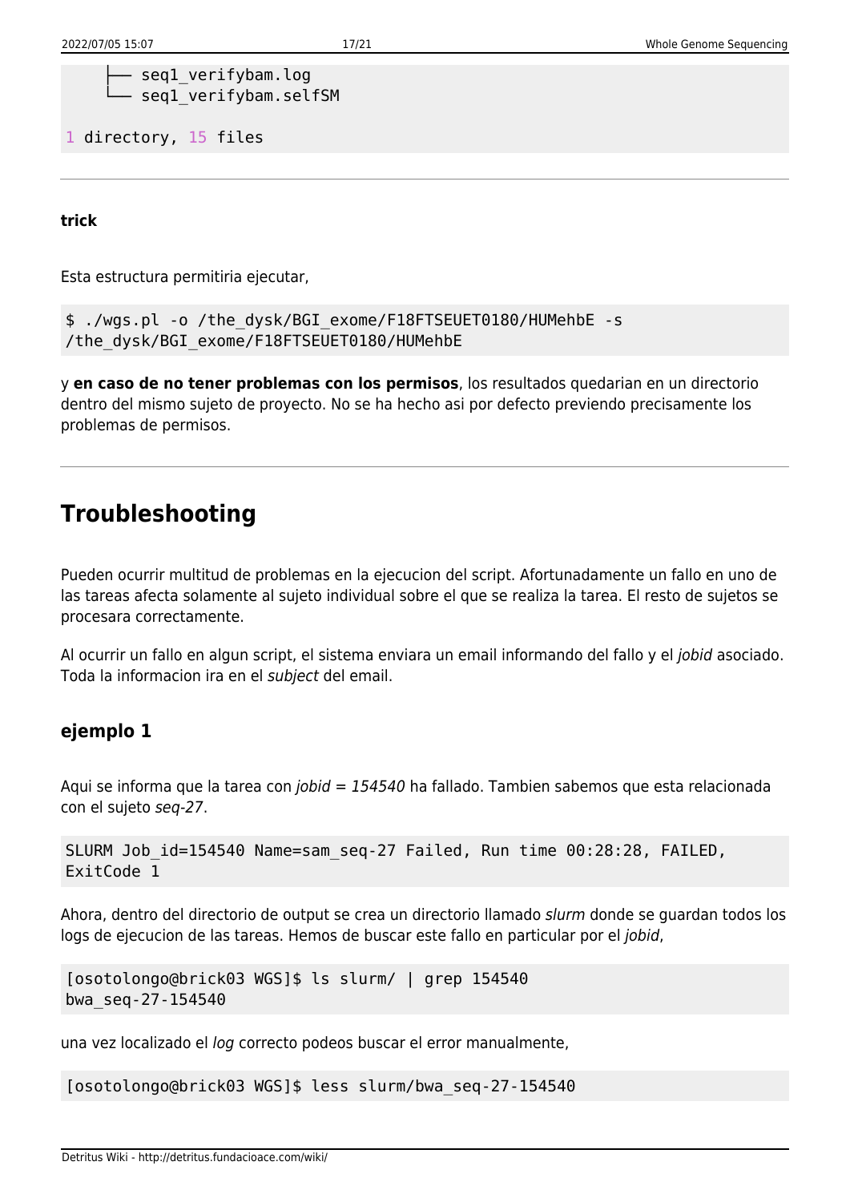```
    ├── seq1_verifybam.log
    └── seq1_verifybam.selfSM

1 directory, 15 files
```

---

**trick**

Esta estructura permitiria ejecutar,

```
$ ./wgs.pl -o /the_dysk/BGI_exome/F18FTSEUET0180/HUMehbE -s
/the_dysk/BGI_exome/F18FTSEUET0180/HUMehbE
```

y **en caso de no tener problemas con los permisos**, los resultados quedarian en un directorio dentro del mismo sujeto de proyecto. No se ha hecho asi por defecto previendo precisamente los problemas de permisos.

---

## Troubleshooting

Pueden ocurrir multitud de problemas en la ejecucion del script. Afortunadamente un fallo en uno de las tareas afecta solamente al sujeto individual sobre el que se realiza la tarea. El resto de sujetos se procesara correctamente.

Al ocurrir un fallo en algun script, el sistema enviara un email informando del fallo y el *jobid* asociado. Toda la informacion ira en el *subject* del email.

### ejemplo 1

Aqui se informa que la tarea con *jobid = 154540* ha fallado. Tambien sabemos que esta relacionada con el sujeto *seq-27*.

```
SLURM Job_id=154540 Name=sam_seq-27 Failed, Run time 00:28:28, FAILED,
ExitCode 1
```

Ahora, dentro del directorio de output se crea un directorio llamado *slurm* donde se guardan todos los logs de ejecucion de las tareas. Hemos de buscar este fallo en particular por el *jobid*,

```
[osotolongo@brick03 WGS]$ ls slurm/ | grep 154540
bwa_seq-27-154540
```

una vez localizado el *log* correcto podeos buscar el error manualmente,

```
[osotolongo@brick03 WGS]$ less slurm/bwa_seq-27-154540
```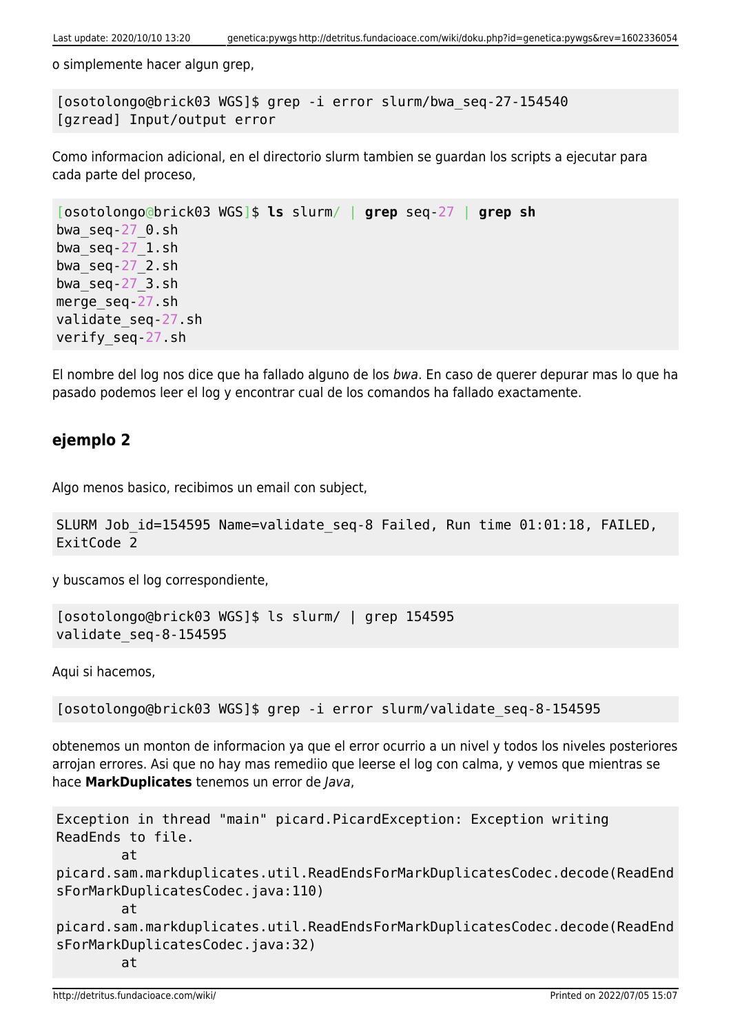o simplemente hacer algun grep,

```
[osotolongo@brick03 WGS]$ grep -i error slurm/bwa_seq-27-154540
[gzread] Input/output error
```

Como informacion adicional, en el directorio slurm tambien se guardan los scripts a ejecutar para cada parte del proceso,

```
[osotolongo@brick03 WGS]$ ls slurm/ | grep seq-27 | grep sh
bwa_seq-27_0.sh
bwa_seq-27_1.sh
bwa_seq-27_2.sh
bwa_seq-27_3.sh
merge_seq-27.sh
validate_seq-27.sh
verify_seq-27.sh
```

El nombre del log nos dice que ha fallado alguno de los *bwa*. En caso de querer depurar mas lo que ha pasado podemos leer el log y encontrar cual de los comandos ha fallado exactamente.

### ejemplo 2

Algo menos basico, recibimos un email con subject,

```
SLURM Job_id=154595 Name=validate_seq-8 Failed, Run time 01:01:18, FAILED,
ExitCode 2
```

y buscamos el log correspondiente,

```
[osotolongo@brick03 WGS]$ ls slurm/ | grep 154595
validate_seq-8-154595
```

Aqui si hacemos,

```
[osotolongo@brick03 WGS]$ grep -i error slurm/validate_seq-8-154595
```

obtenemos un monton de informacion ya que el error ocurrio a un nivel y todos los niveles posteriores arrojan errores. Asi que no hay mas remediio que leerse el log con calma, y vemos que mientras se hace **MarkDuplicates** tenemos un error de *Java*,

```
Exception in thread "main" picard.PicardException: Exception writing
ReadEnds to file.
        at
picard.sam.markduplicates.util.ReadEndsForMarkDuplicatesCodec.decode(ReadEnd
sForMarkDuplicatesCodec.java:110)
        at
picard.sam.markduplicates.util.ReadEndsForMarkDuplicatesCodec.decode(ReadEnd
sForMarkDuplicatesCodec.java:32)
        at
```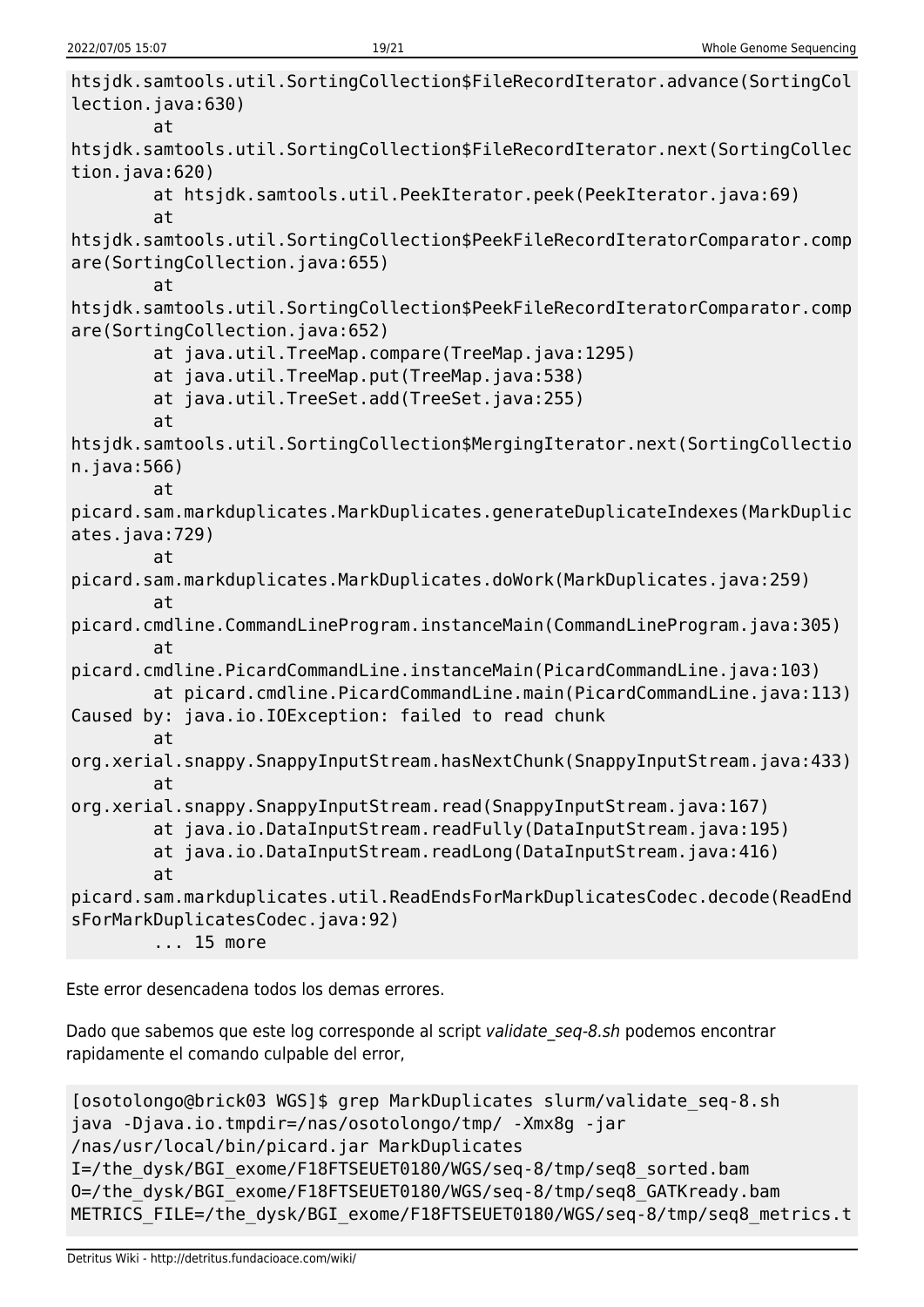```
htsjdk.samtools.util.SortingCollection$FileRecordIterator.advance(SortingCol
lection.java:630)
        at
htsjdk.samtools.util.SortingCollection$FileRecordIterator.next(SortingCollec
tion.java:620)
        at htsjdk.samtools.util.PeekIterator.peek(PeekIterator.java:69)
        at
htsjdk.samtools.util.SortingCollection$PeekFileRecordIteratorComparator.comp
are(SortingCollection.java:655)
        at
htsjdk.samtools.util.SortingCollection$PeekFileRecordIteratorComparator.comp
are(SortingCollection.java:652)
        at java.util.TreeMap.compare(TreeMap.java:1295)
        at java.util.TreeMap.put(TreeMap.java:538)
        at java.util.TreeSet.add(TreeSet.java:255)
        at
htsjdk.samtools.util.SortingCollection$MergingIterator.next(SortingCollectio
n.java:566)
        at
picard.sam.markduplicates.MarkDuplicates.generateDuplicateIndexes(MarkDuplic
ates.java:729)
        at
picard.sam.markduplicates.MarkDuplicates.doWork(MarkDuplicates.java:259)
        at
picard.cmdline.CommandLineProgram.instanceMain(CommandLineProgram.java:305)
        at
picard.cmdline.PicardCommandLine.instanceMain(PicardCommandLine.java:103)
        at picard.cmdline.PicardCommandLine.main(PicardCommandLine.java:113)
Caused by: java.io.IOException: failed to read chunk
        at
org.xerial.snappy.SnappyInputStream.hasNextChunk(SnappyInputStream.java:433)
        at
org.xerial.snappy.SnappyInputStream.read(SnappyInputStream.java:167)
        at java.io.DataInputStream.readFully(DataInputStream.java:195)
        at java.io.DataInputStream.readLong(DataInputStream.java:416)
        at
picard.sam.markduplicates.util.ReadEndsForMarkDuplicatesCodec.decode(ReadEnd
sForMarkDuplicatesCodec.java:92)
        ... 15 more
```

Este error desencadena todos los demas errores.

Dado que sabemos que este log corresponde al script *validate_seq-8.sh* podemos encontrar rapidamente el comando culpable del error,

```
[osotolongo@brick03 WGS]$ grep MarkDuplicates slurm/validate_seq-8.sh
java -Djava.io.tmpdir=/nas/osotolongo/tmp/ -Xmx8g -jar
/nas/usr/local/bin/picard.jar MarkDuplicates
I=/the_dysk/BGI_exome/F18FTSEUET0180/WGS/seq-8/tmp/seq8_sorted.bam
O=/the_dysk/BGI_exome/F18FTSEUET0180/WGS/seq-8/tmp/seq8_GATKready.bam
METRICS_FILE=/the_dysk/BGI_exome/F18FTSEUET0180/WGS/seq-8/tmp/seq8_metrics.t
```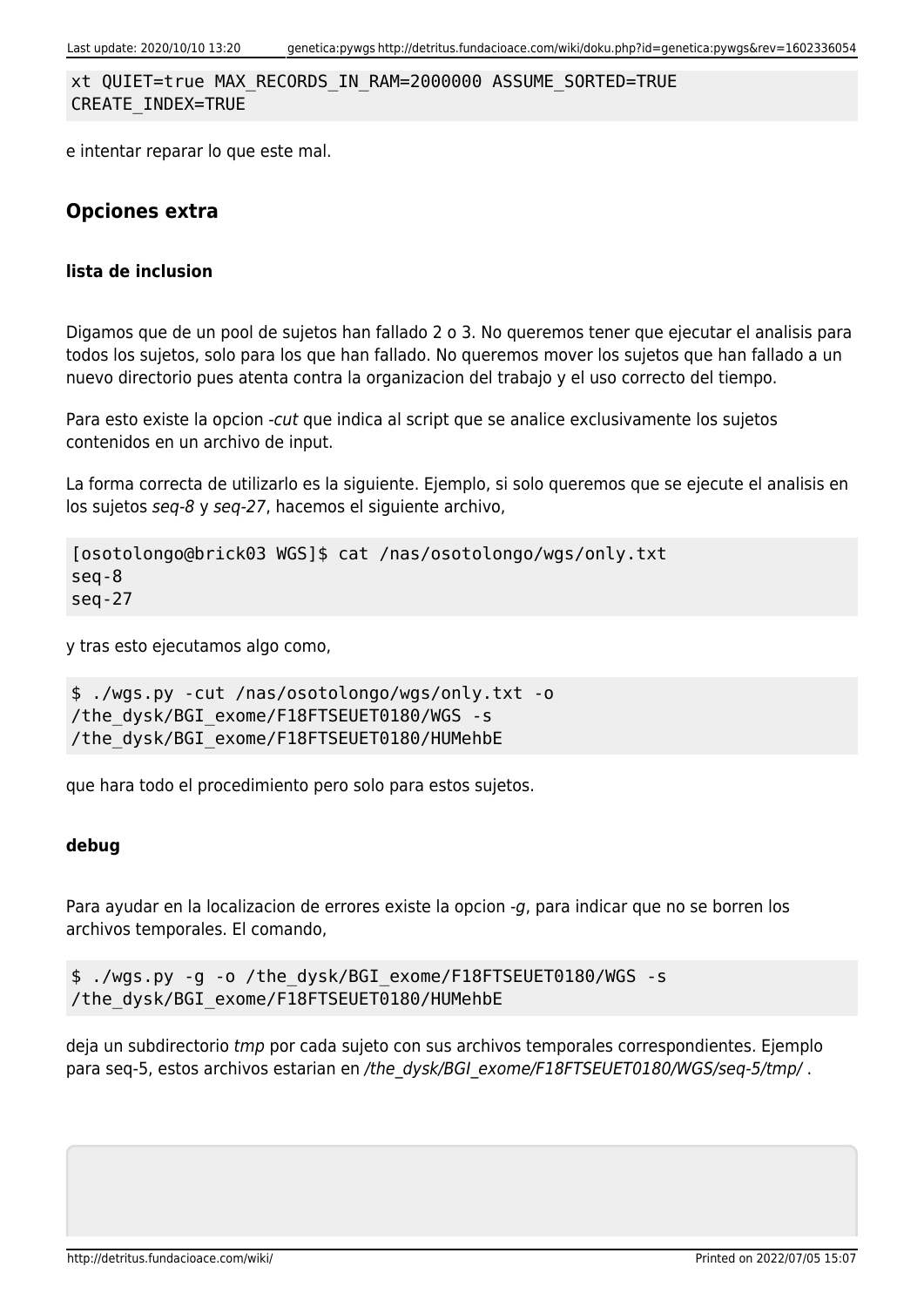```
xt QUIET=true MAX_RECORDS_IN_RAM=2000000 ASSUME_SORTED=TRUE
CREATE_INDEX=TRUE
```

e intentar reparar lo que este mal.

## Opciones extra

### lista de inclusion

Digamos que de un pool de sujetos han fallado 2 o 3. No queremos tener que ejecutar el analisis para todos los sujetos, solo para los que han fallado. No queremos mover los sujetos que han fallado a un nuevo directorio pues atenta contra la organizacion del trabajo y el uso correcto del tiempo.

Para esto existe la opcion *-cut* que indica al script que se analice exclusivamente los sujetos contenidos en un archivo de input.

La forma correcta de utilizarlo es la siguiente. Ejemplo, si solo queremos que se ejecute el analisis en los sujetos *seq-8* y *seq-27*, hacemos el siguiente archivo,

```
[osotolongo@brick03 WGS]$ cat /nas/osotolongo/wgs/only.txt
seq-8
seq-27
```

y tras esto ejecutamos algo como,

```
$ ./wgs.py -cut /nas/osotolongo/wgs/only.txt -o
/the_dysk/BGI_exome/F18FTSEUET0180/WGS -s
/the_dysk/BGI_exome/F18FTSEUET0180/HUMehbE
```

que hara todo el procedimiento pero solo para estos sujetos.

### debug

Para ayudar en la localizacion de errores existe la opcion *-g*, para indicar que no se borren los archivos temporales. El comando,

```
$ ./wgs.py -g -o /the_dysk/BGI_exome/F18FTSEUET0180/WGS -s
/the_dysk/BGI_exome/F18FTSEUET0180/HUMehbE
```

deja un subdirectorio *tmp* por cada sujeto con sus archivos temporales correspondientes. Ejemplo para seq-5, estos archivos estarian en */the_dysk/BGI_exome/F18FTSEUET0180/WGS/seq-5/tmp/* .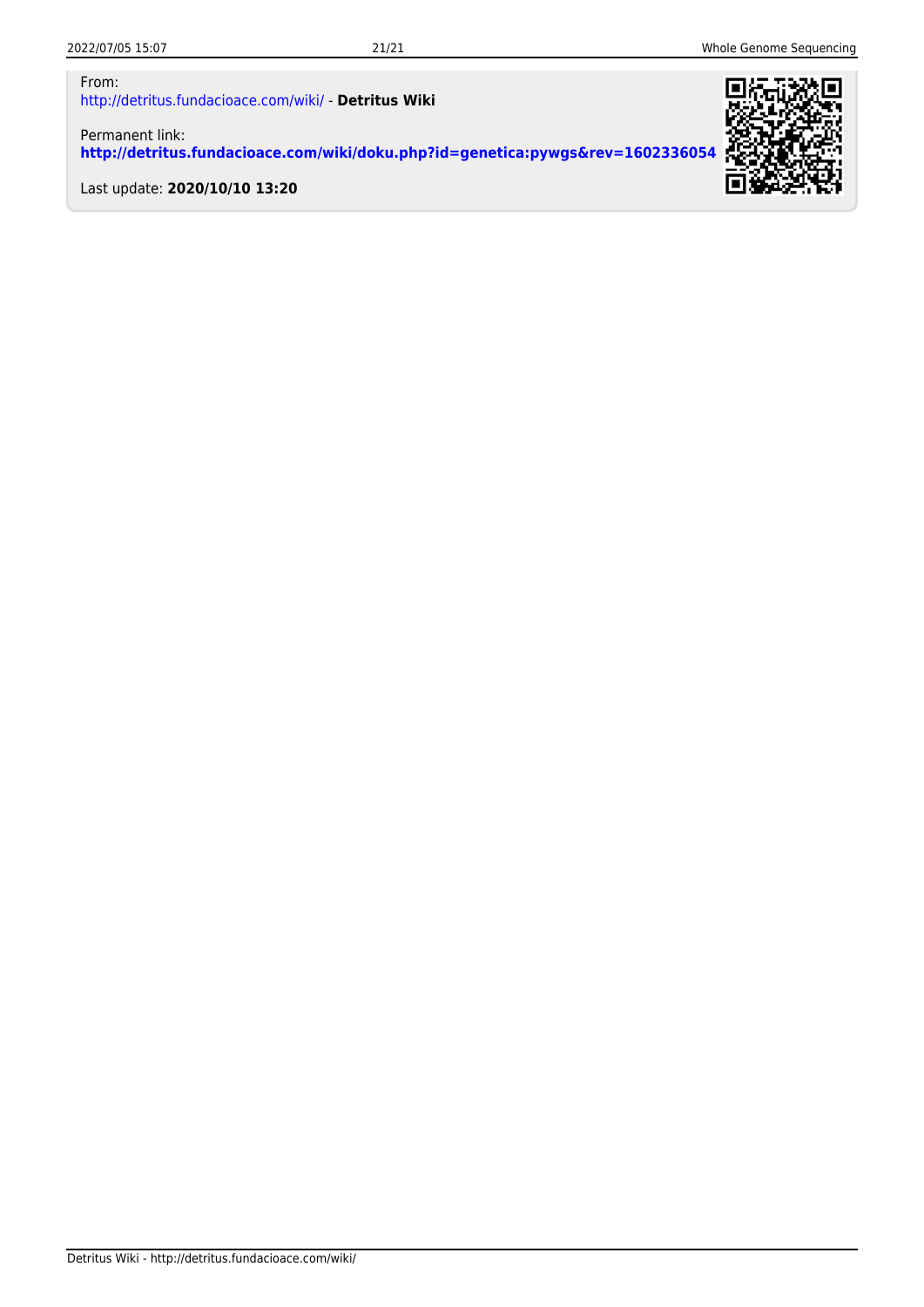From:
http://detritus.fundacioace.com/wiki/ - **Detritus Wiki**

Permanent link:
**http://detritus.fundacioace.com/wiki/doku.php?id=genetica:pywgs&rev=1602336054**

Last update: **2020/10/10 13:20**